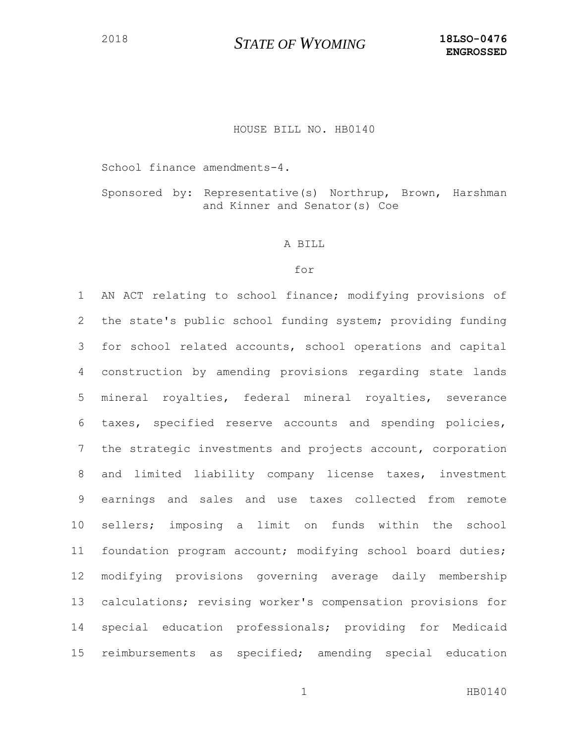2018 **STATE OF WYOMING** **18LSO-0476**
**ENGROSSED**

HOUSE BILL NO. HB0140

School finance amendments-4.

Sponsored by: Representative(s) Northrup, Brown, Harshman and Kinner and Senator(s) Coe

A BILL

for

1 AN ACT relating to school finance; modifying provisions of
2 the state's public school funding system; providing funding
3 for school related accounts, school operations and capital
4 construction by amending provisions regarding state lands
5 mineral royalties, federal mineral royalties, severance
6 taxes, specified reserve accounts and spending policies,
7 the strategic investments and projects account, corporation
8 and limited liability company license taxes, investment
9 earnings and sales and use taxes collected from remote
10 sellers; imposing a limit on funds within the school
11 foundation program account; modifying school board duties;
12 modifying provisions governing average daily membership
13 calculations; revising worker's compensation provisions for
14 special education professionals; providing for Medicaid
15 reimbursements as specified; amending special education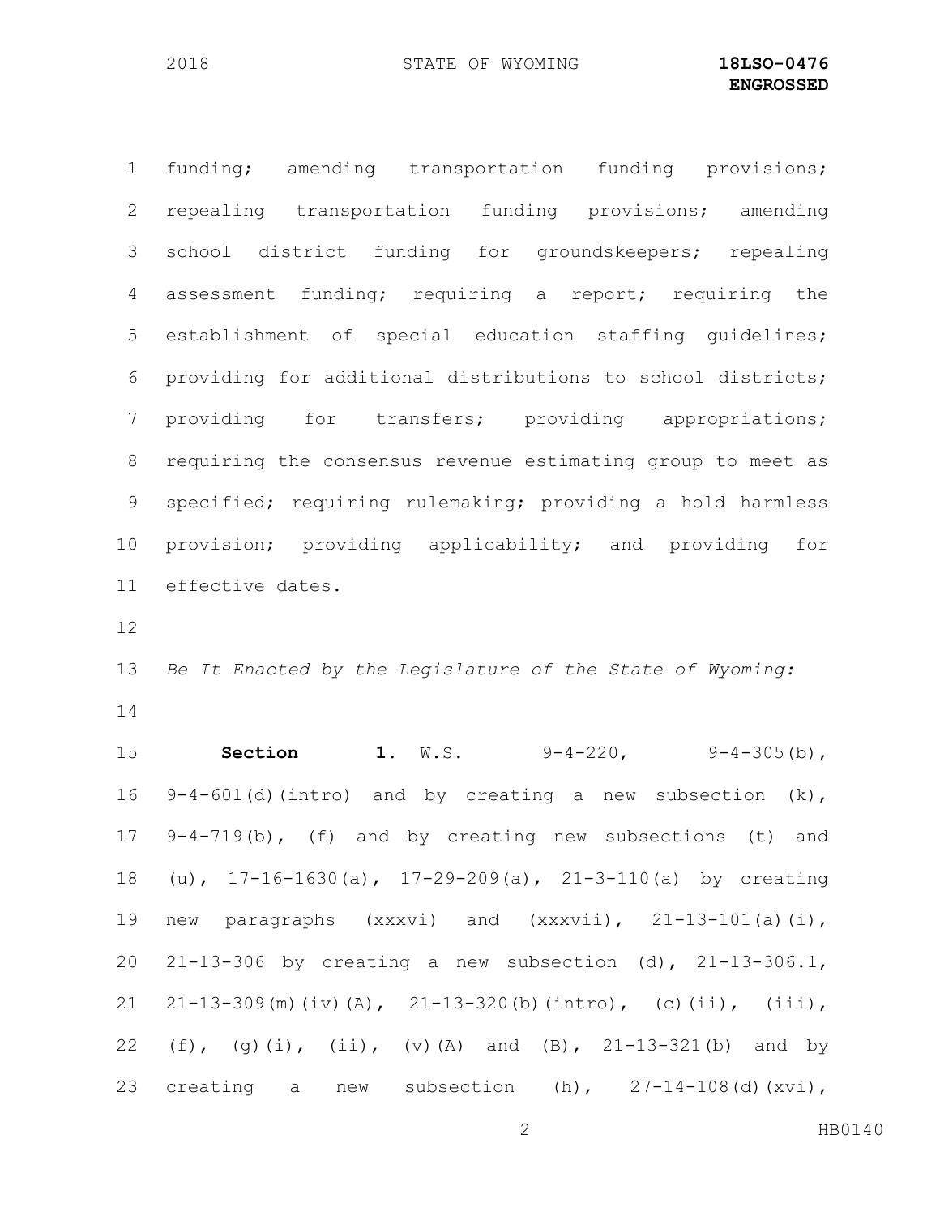funding; amending transportation funding provisions; repealing transportation funding provisions; amending school district funding for groundskeepers; repealing assessment funding; requiring a report; requiring the establishment of special education staffing guidelines; providing for additional distributions to school districts; providing for transfers; providing appropriations; requiring the consensus revenue estimating group to meet as specified; requiring rulemaking; providing a hold harmless provision; providing applicability; and providing for effective dates.

*Be It Enacted by the Legislature of the State of Wyoming:*

**Section 1.** W.S. 9-4-220, 9-4-305(b), 9-4-601(d)(intro) and by creating a new subsection (k), 9-4-719(b), (f) and by creating new subsections (t) and (u), 17-16-1630(a), 17-29-209(a), 21-3-110(a) by creating new paragraphs (xxxvi) and (xxxvii), 21-13-101(a)(i), 21-13-306 by creating a new subsection (d), 21-13-306.1, 21-13-309(m)(iv)(A), 21-13-320(b)(intro), (c)(ii), (iii), (f), (g)(i), (ii), (v)(A) and (B), 21-13-321(b) and by creating a new subsection (h), 27-14-108(d)(xvi),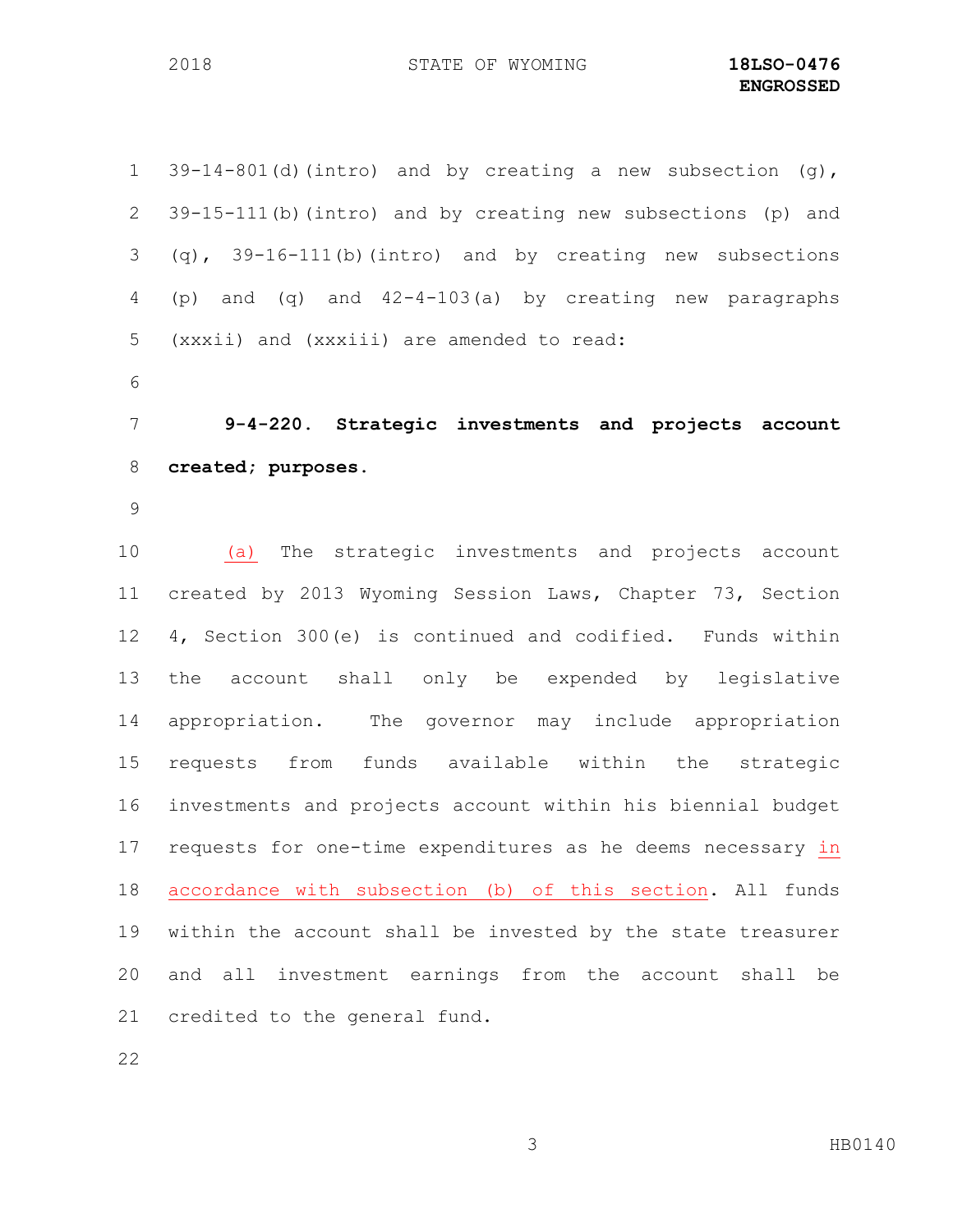39-14-801(d)(intro) and by creating a new subsection (g), 39-15-111(b)(intro) and by creating new subsections (p) and (q), 39-16-111(b)(intro) and by creating new subsections (p) and (q) and 42-4-103(a) by creating new paragraphs (xxxii) and (xxxiii) are amended to read:

**9-4-220. Strategic investments and projects account created; purposes.**

(a) The strategic investments and projects account created by 2013 Wyoming Session Laws, Chapter 73, Section 4, Section 300(e) is continued and codified. Funds within the account shall only be expended by legislative appropriation. The governor may include appropriation requests from funds available within the strategic investments and projects account within his biennial budget requests for one-time expenditures as he deems necessary in accordance with subsection (b) of this section. All funds within the account shall be invested by the state treasurer and all investment earnings from the account shall be credited to the general fund.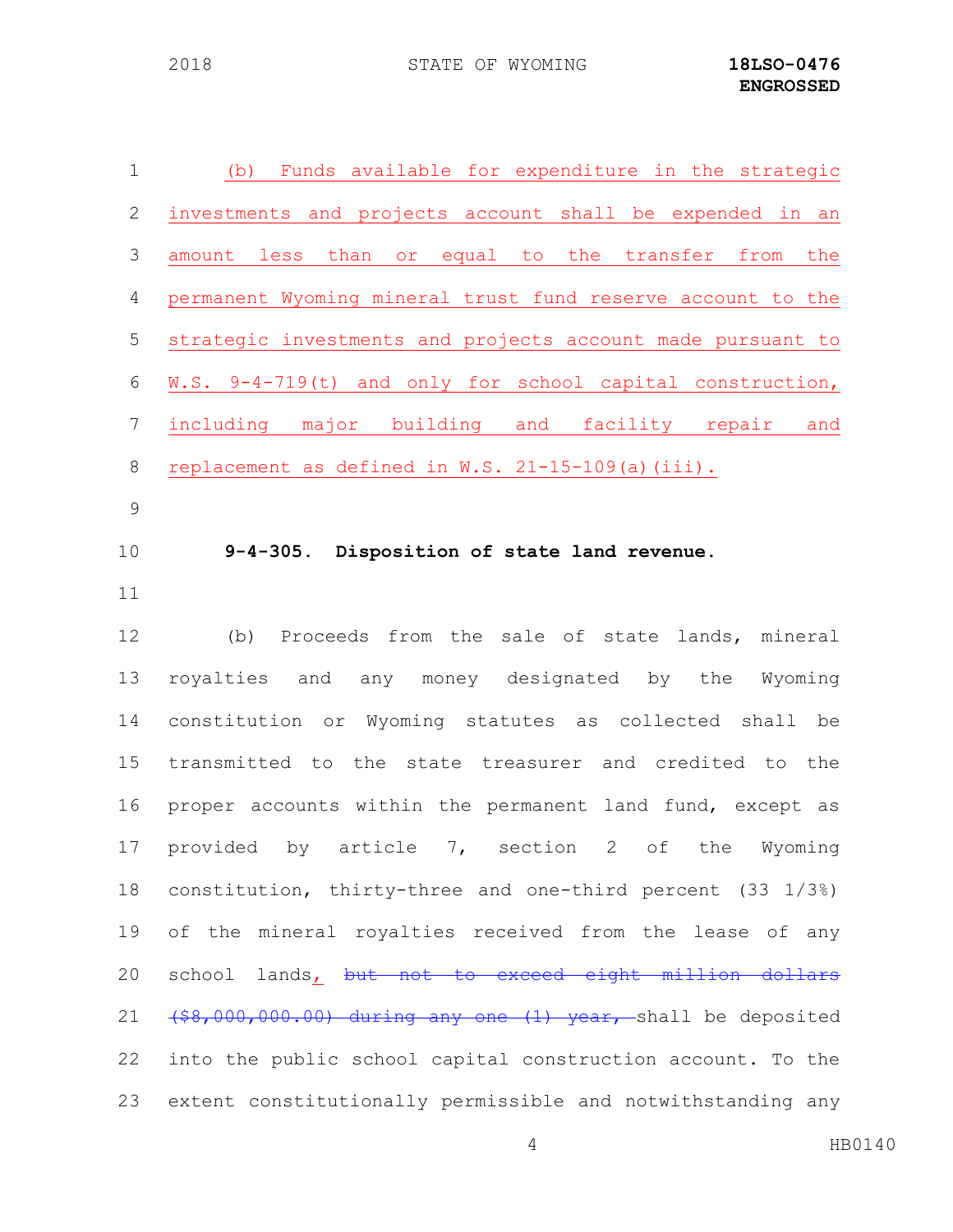(b) Funds available for expenditure in the strategic investments and projects account shall be expended in an amount less than or equal to the transfer from the permanent Wyoming mineral trust fund reserve account to the strategic investments and projects account made pursuant to W.S. 9-4-719(t) and only for school capital construction, including major building and facility repair and replacement as defined in W.S. 21-15-109(a)(iii).

**9-4-305. Disposition of state land revenue.**

(b) Proceeds from the sale of state lands, mineral royalties and any money designated by the Wyoming constitution or Wyoming statutes as collected shall be transmitted to the state treasurer and credited to the proper accounts within the permanent land fund, except as provided by article 7, section 2 of the Wyoming constitution, thirty-three and one-third percent (33 1/3%) of the mineral royalties received from the lease of any school lands, ~~but not to exceed eight million dollars ($8,000,000.00) during any one (1) year,~~ shall be deposited into the public school capital construction account. To the extent constitutionally permissible and notwithstanding any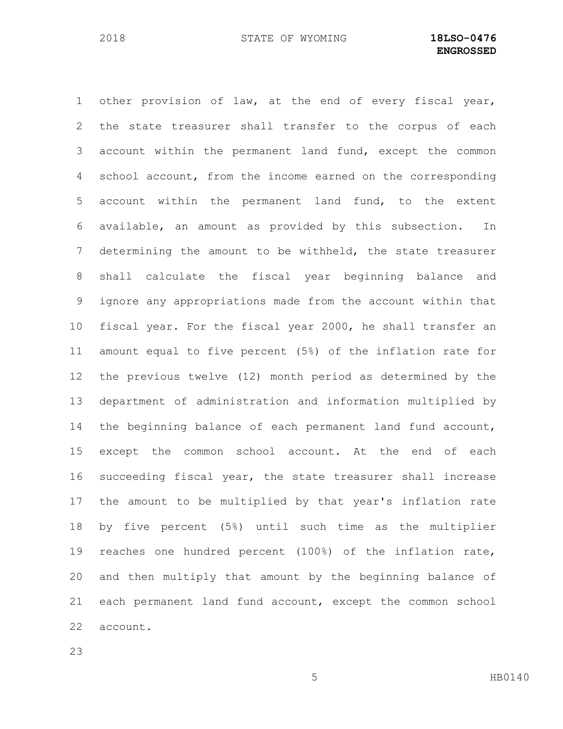other provision of law, at the end of every fiscal year, the state treasurer shall transfer to the corpus of each account within the permanent land fund, except the common school account, from the income earned on the corresponding account within the permanent land fund, to the extent available, an amount as provided by this subsection. In determining the amount to be withheld, the state treasurer shall calculate the fiscal year beginning balance and ignore any appropriations made from the account within that fiscal year. For the fiscal year 2000, he shall transfer an amount equal to five percent (5%) of the inflation rate for the previous twelve (12) month period as determined by the department of administration and information multiplied by the beginning balance of each permanent land fund account, except the common school account. At the end of each succeeding fiscal year, the state treasurer shall increase the amount to be multiplied by that year's inflation rate by five percent (5%) until such time as the multiplier reaches one hundred percent (100%) of the inflation rate, and then multiply that amount by the beginning balance of each permanent land fund account, except the common school account.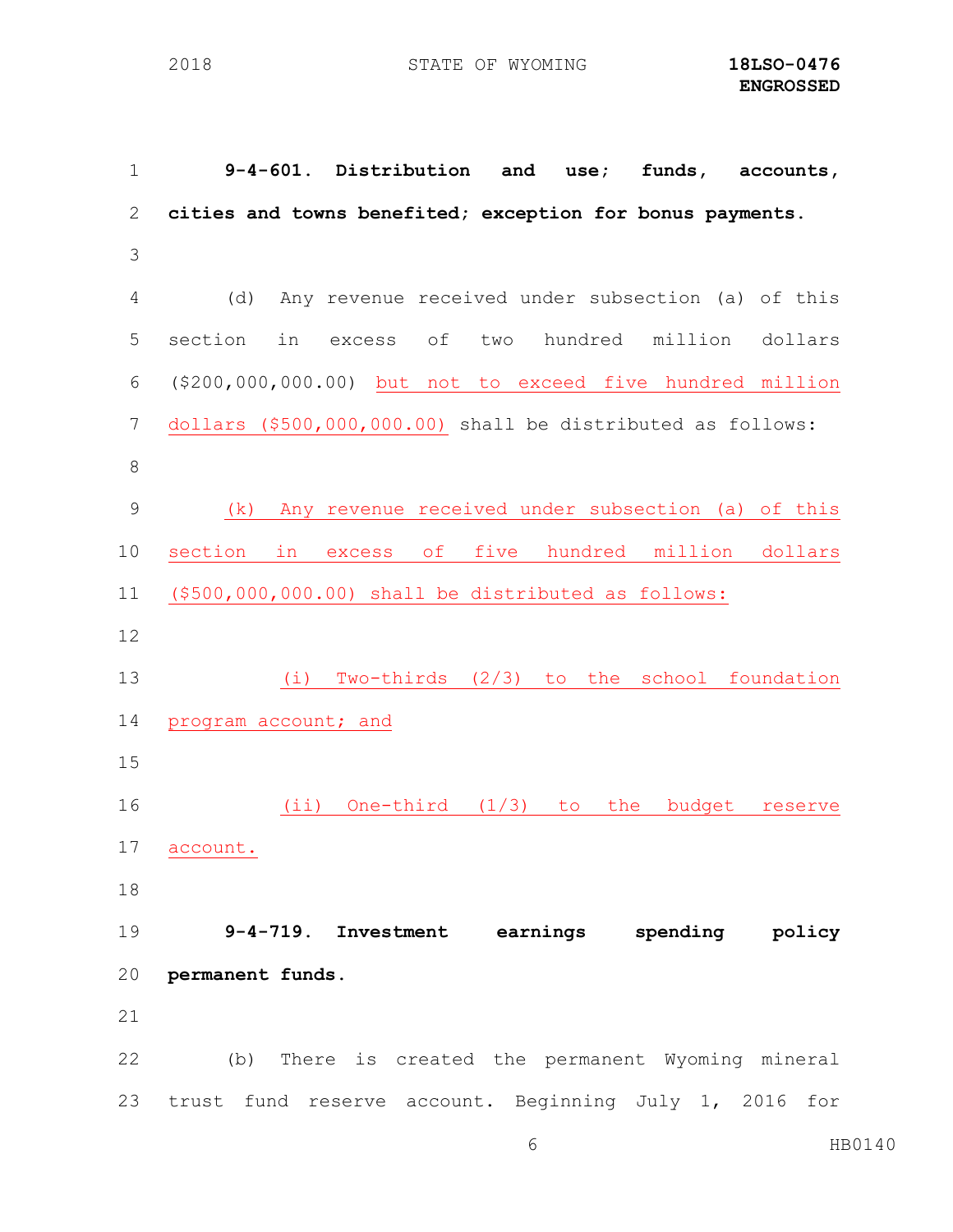**9-4-601. Distribution and use; funds, accounts, cities and towns benefited; exception for bonus payments.**

(d) Any revenue received under subsection (a) of this section in excess of two hundred million dollars ($200,000,000.00) but not to exceed five hundred million dollars ($500,000,000.00) shall be distributed as follows:

(k) Any revenue received under subsection (a) of this section in excess of five hundred million dollars ($500,000,000.00) shall be distributed as follows:

(i) Two-thirds (2/3) to the school foundation program account; and

(ii) One-third (1/3) to the budget reserve account.

**9-4-719. Investment earnings spending policy permanent funds.**

(b) There is created the permanent Wyoming mineral trust fund reserve account. Beginning July 1, 2016 for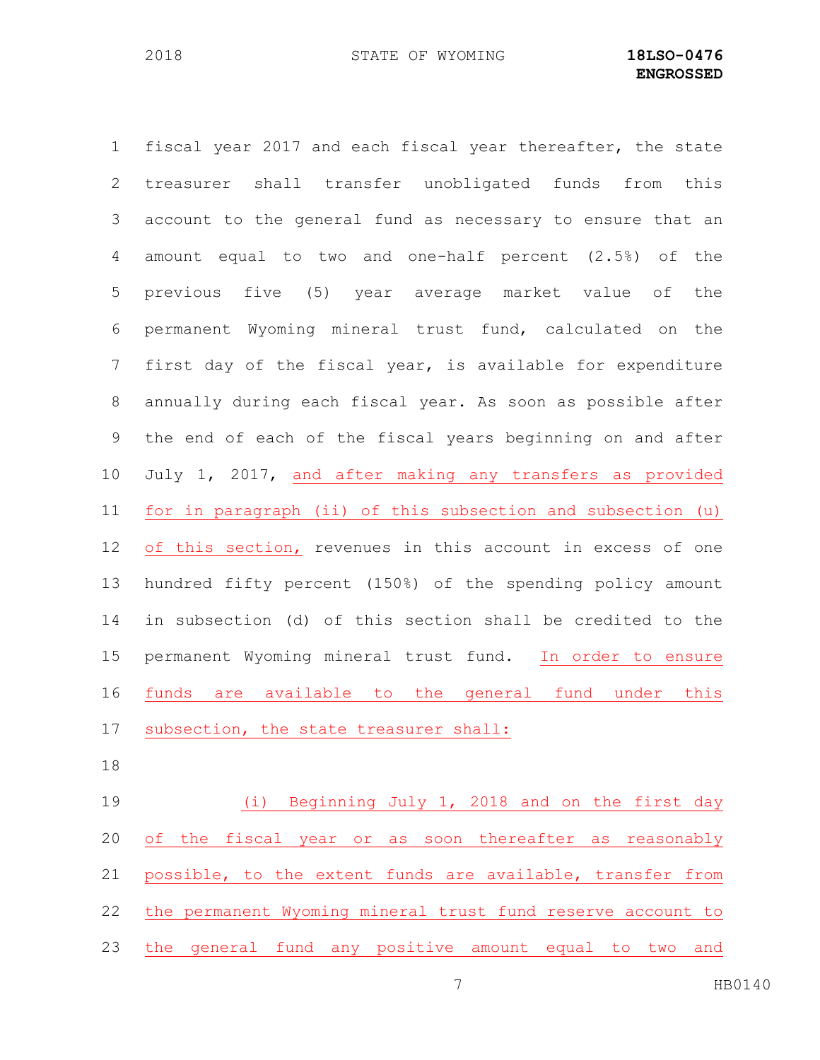fiscal year 2017 and each fiscal year thereafter, the state treasurer shall transfer unobligated funds from this account to the general fund as necessary to ensure that an amount equal to two and one-half percent (2.5%) of the previous five (5) year average market value of the permanent Wyoming mineral trust fund, calculated on the first day of the fiscal year, is available for expenditure annually during each fiscal year. As soon as possible after the end of each of the fiscal years beginning on and after July 1, 2017, and after making any transfers as provided for in paragraph (ii) of this subsection and subsection (u) of this section, revenues in this account in excess of one hundred fifty percent (150%) of the spending policy amount in subsection (d) of this section shall be credited to the permanent Wyoming mineral trust fund. In order to ensure funds are available to the general fund under this subsection, the state treasurer shall:

(i) Beginning July 1, 2018 and on the first day of the fiscal year or as soon thereafter as reasonably possible, to the extent funds are available, transfer from the permanent Wyoming mineral trust fund reserve account to the general fund any positive amount equal to two and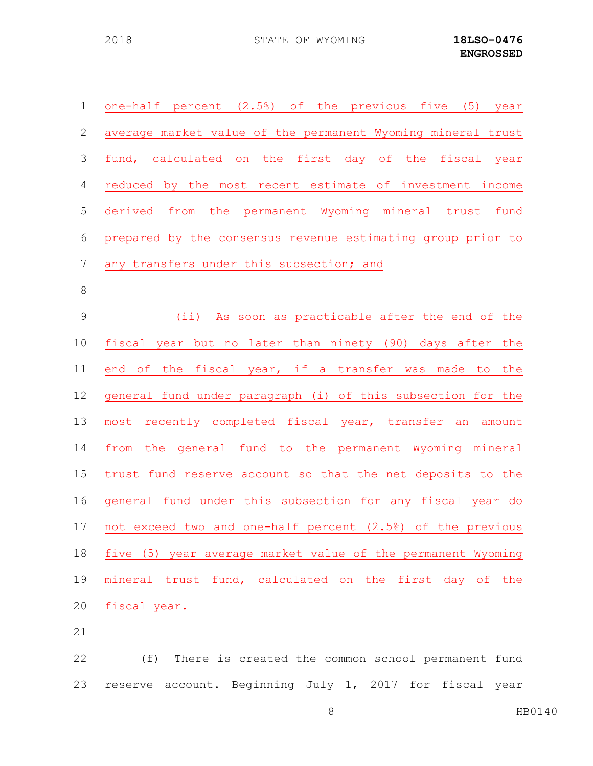one-half percent (2.5%) of the previous five (5) year average market value of the permanent Wyoming mineral trust fund, calculated on the first day of the fiscal year reduced by the most recent estimate of investment income derived from the permanent Wyoming mineral trust fund prepared by the consensus revenue estimating group prior to any transfers under this subsection; and

(ii) As soon as practicable after the end of the fiscal year but no later than ninety (90) days after the end of the fiscal year, if a transfer was made to the general fund under paragraph (i) of this subsection for the most recently completed fiscal year, transfer an amount from the general fund to the permanent Wyoming mineral trust fund reserve account so that the net deposits to the general fund under this subsection for any fiscal year do not exceed two and one-half percent (2.5%) of the previous five (5) year average market value of the permanent Wyoming mineral trust fund, calculated on the first day of the fiscal year.

(f) There is created the common school permanent fund reserve account. Beginning July 1, 2017 for fiscal year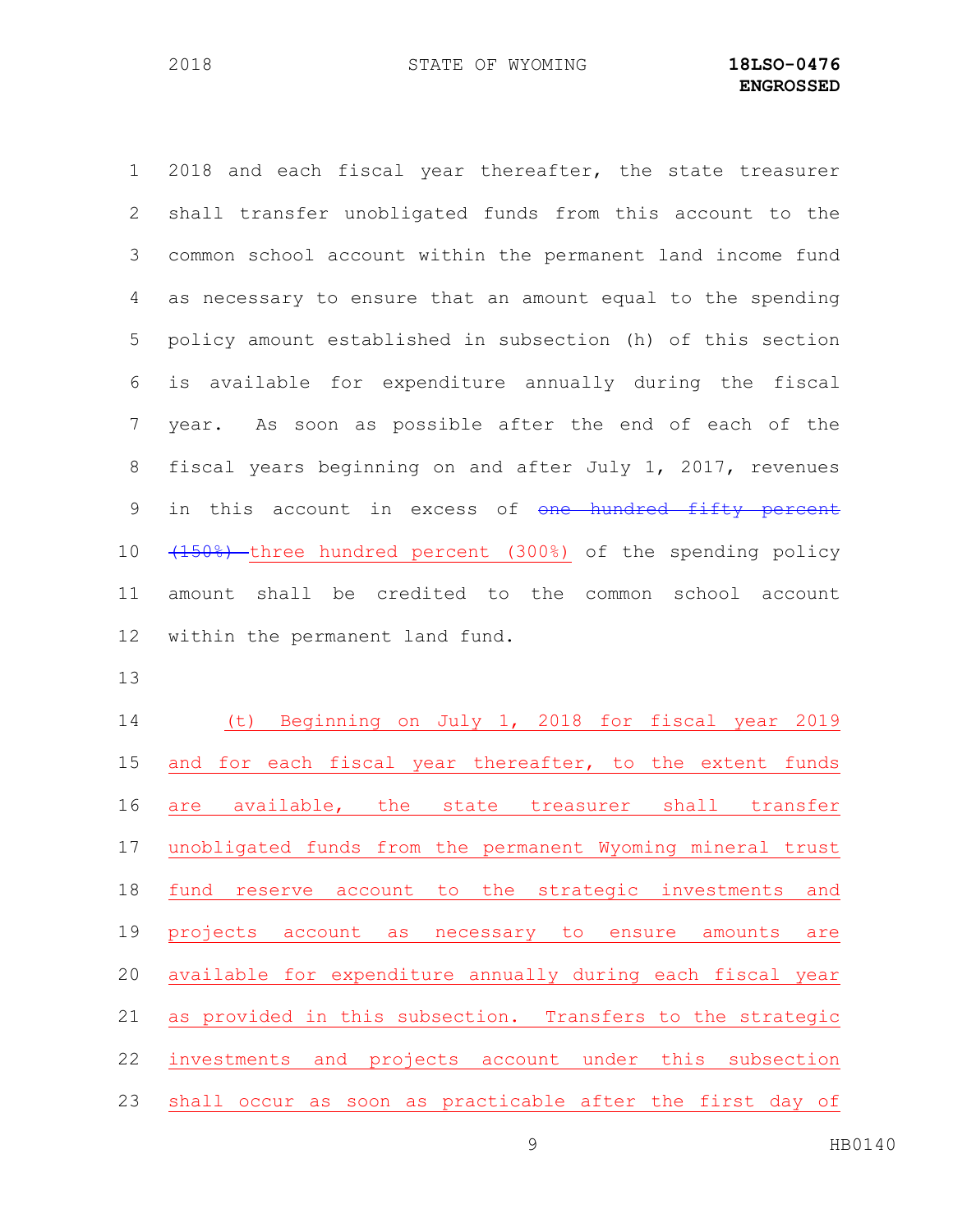2018 and each fiscal year thereafter, the state treasurer shall transfer unobligated funds from this account to the common school account within the permanent land income fund as necessary to ensure that an amount equal to the spending policy amount established in subsection (h) of this section is available for expenditure annually during the fiscal year. As soon as possible after the end of each of the fiscal years beginning on and after July 1, 2017, revenues in this account in excess of ~~one hundred fifty percent (150%)~~ three hundred percent (300%) of the spending policy amount shall be credited to the common school account within the permanent land fund.

(t) Beginning on July 1, 2018 for fiscal year 2019 and for each fiscal year thereafter, to the extent funds are available, the state treasurer shall transfer unobligated funds from the permanent Wyoming mineral trust fund reserve account to the strategic investments and projects account as necessary to ensure amounts are available for expenditure annually during each fiscal year as provided in this subsection. Transfers to the strategic investments and projects account under this subsection shall occur as soon as practicable after the first day of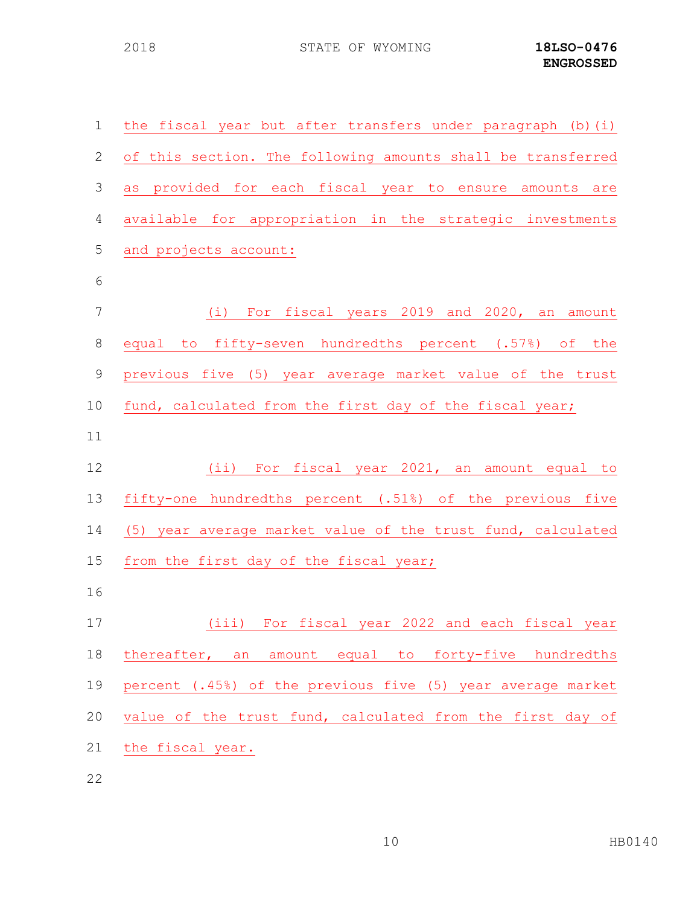the fiscal year but after transfers under paragraph (b)(i) of this section. The following amounts shall be transferred as provided for each fiscal year to ensure amounts are available for appropriation in the strategic investments and projects account:

(i) For fiscal years 2019 and 2020, an amount equal to fifty-seven hundredths percent (.57%) of the previous five (5) year average market value of the trust fund, calculated from the first day of the fiscal year;

(ii) For fiscal year 2021, an amount equal to fifty-one hundredths percent (.51%) of the previous five (5) year average market value of the trust fund, calculated from the first day of the fiscal year;

(iii) For fiscal year 2022 and each fiscal year thereafter, an amount equal to forty-five hundredths percent (.45%) of the previous five (5) year average market value of the trust fund, calculated from the first day of the fiscal year.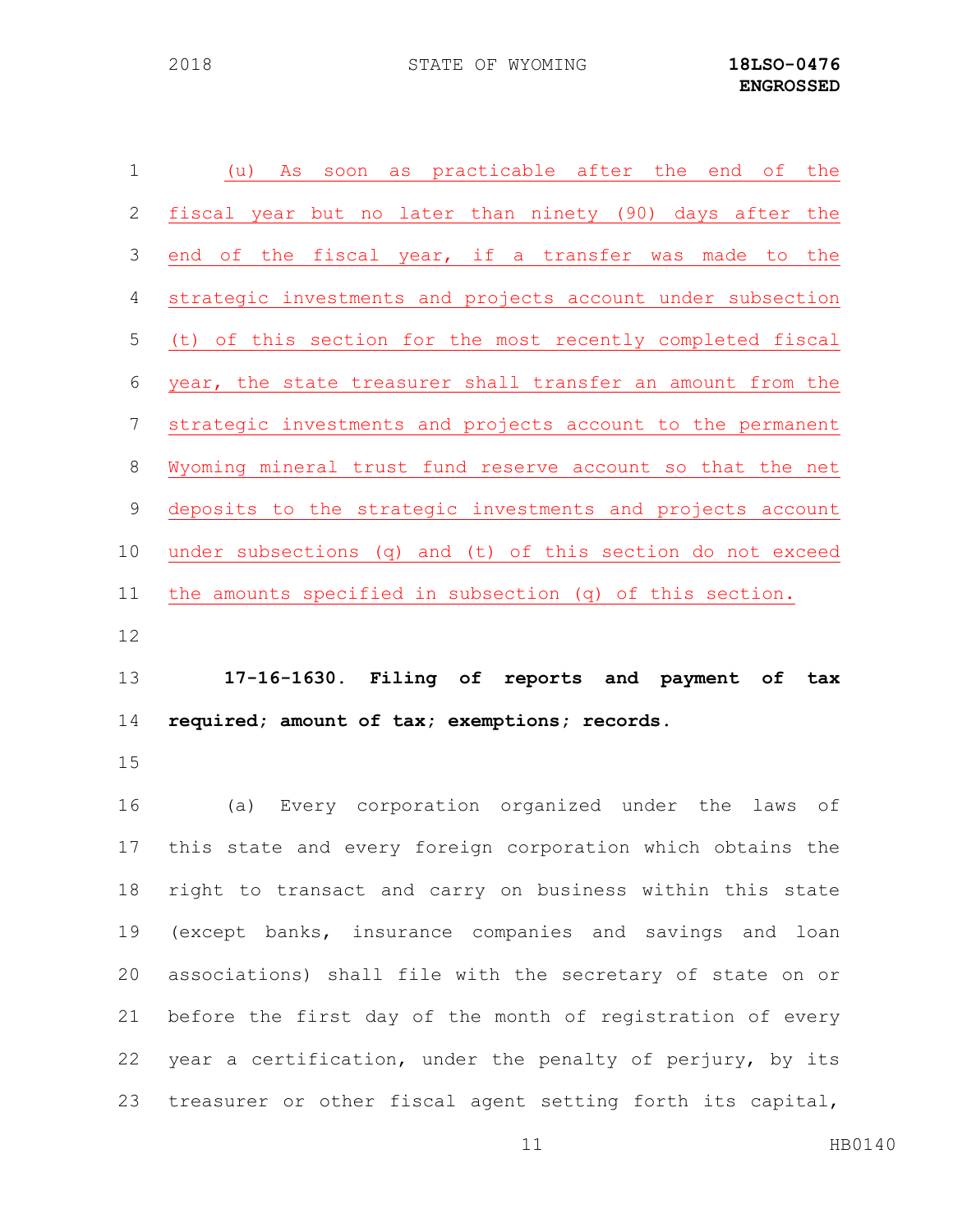(u) As soon as practicable after the end of the fiscal year but no later than ninety (90) days after the end of the fiscal year, if a transfer was made to the strategic investments and projects account under subsection (t) of this section for the most recently completed fiscal year, the state treasurer shall transfer an amount from the strategic investments and projects account to the permanent Wyoming mineral trust fund reserve account so that the net deposits to the strategic investments and projects account under subsections (q) and (t) of this section do not exceed the amounts specified in subsection (q) of this section.

**17-16-1630. Filing of reports and payment of tax required; amount of tax; exemptions; records.**

(a) Every corporation organized under the laws of this state and every foreign corporation which obtains the right to transact and carry on business within this state (except banks, insurance companies and savings and loan associations) shall file with the secretary of state on or before the first day of the month of registration of every year a certification, under the penalty of perjury, by its treasurer or other fiscal agent setting forth its capital,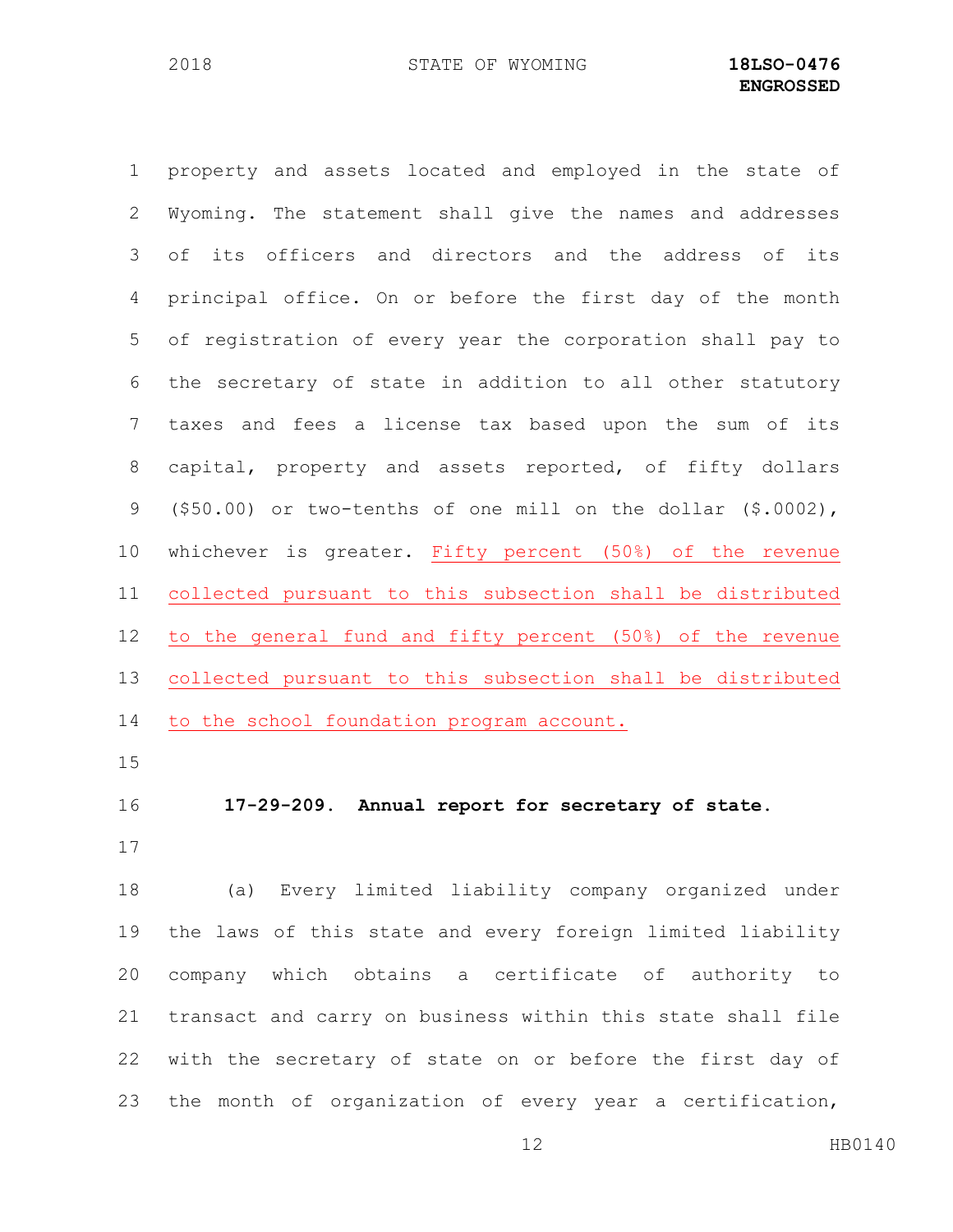property and assets located and employed in the state of Wyoming. The statement shall give the names and addresses of its officers and directors and the address of its principal office. On or before the first day of the month of registration of every year the corporation shall pay to the secretary of state in addition to all other statutory taxes and fees a license tax based upon the sum of its capital, property and assets reported, of fifty dollars ($50.00) or two-tenths of one mill on the dollar ($.0002), whichever is greater. <u>Fifty percent (50%) of the revenue collected pursuant to this subsection shall be distributed to the general fund and fifty percent (50%) of the revenue collected pursuant to this subsection shall be distributed to the school foundation program account.</u>

**17-29-209. Annual report for secretary of state.**

(a) Every limited liability company organized under the laws of this state and every foreign limited liability company which obtains a certificate of authority to transact and carry on business within this state shall file with the secretary of state on or before the first day of the month of organization of every year a certification,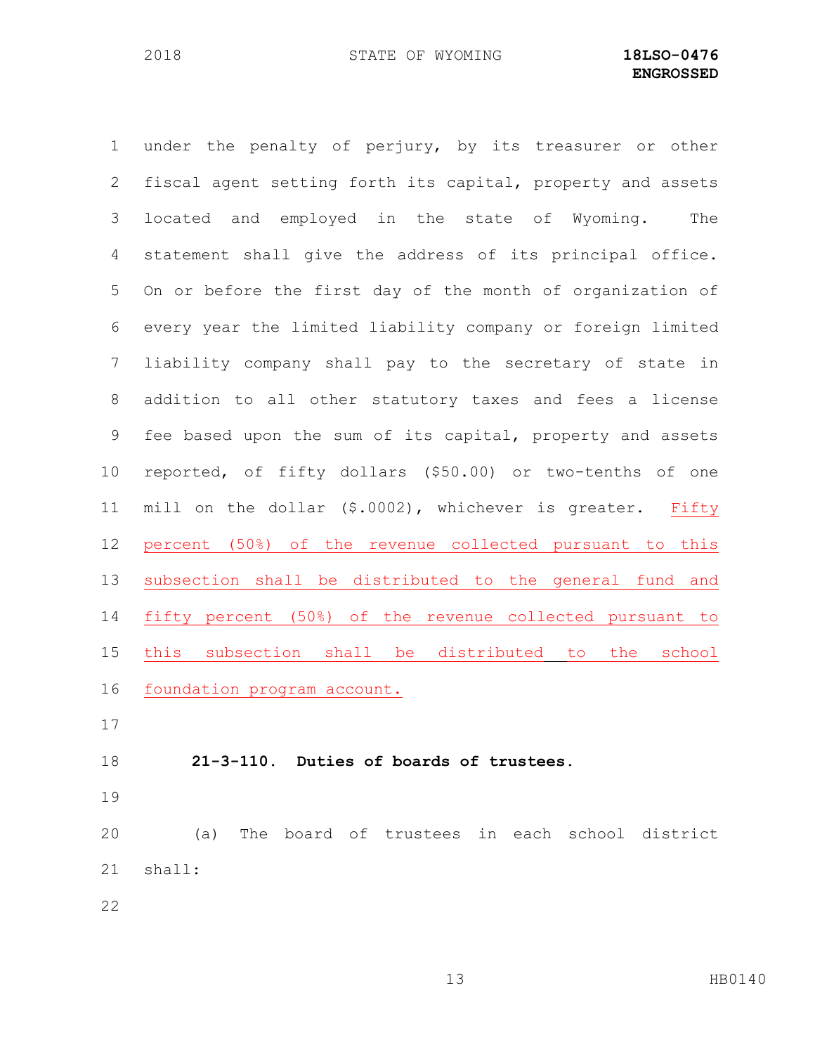under the penalty of perjury, by its treasurer or other fiscal agent setting forth its capital, property and assets located and employed in the state of Wyoming. The statement shall give the address of its principal office. On or before the first day of the month of organization of every year the limited liability company or foreign limited liability company shall pay to the secretary of state in addition to all other statutory taxes and fees a license fee based upon the sum of its capital, property and assets reported, of fifty dollars ($50.00) or two-tenths of one mill on the dollar ($.0002), whichever is greater. Fifty percent (50%) of the revenue collected pursuant to this subsection shall be distributed to the general fund and fifty percent (50%) of the revenue collected pursuant to this subsection shall be distributed to the school foundation program account.

**21-3-110. Duties of boards of trustees.**

(a) The board of trustees in each school district shall: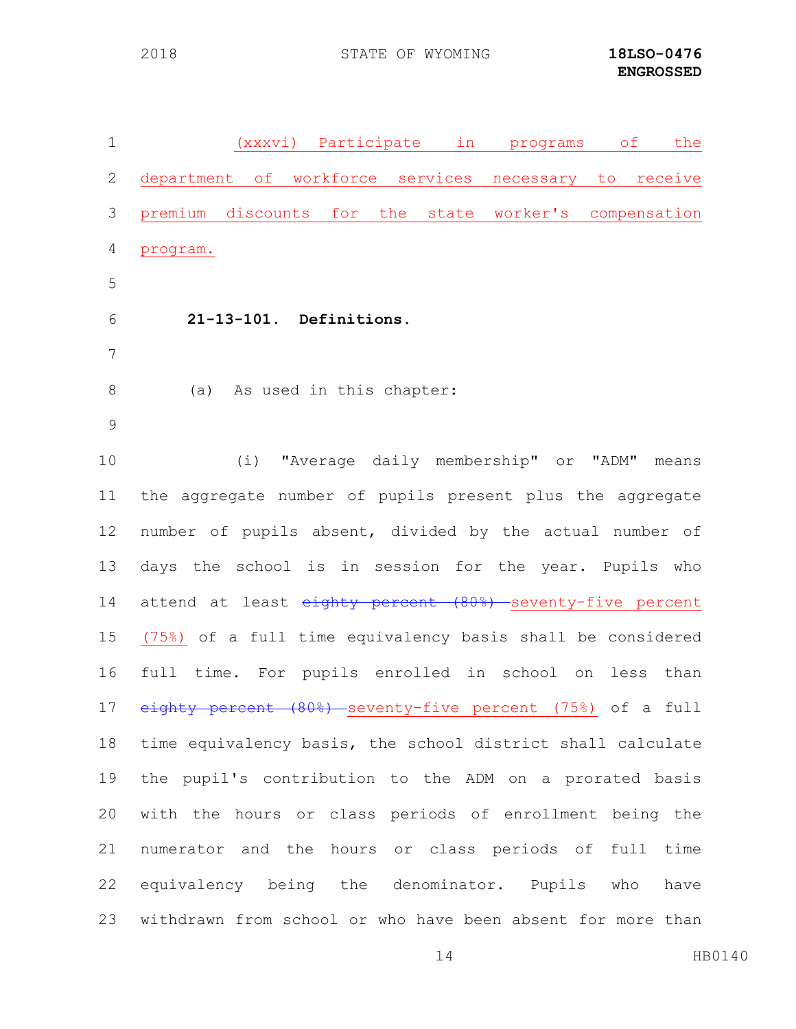(xxxvi) Participate in programs of the department of workforce services necessary to receive premium discounts for the state worker's compensation program.

**21-13-101. Definitions.**

(a) As used in this chapter:

(i) "Average daily membership" or "ADM" means the aggregate number of pupils present plus the aggregate number of pupils absent, divided by the actual number of days the school is in session for the year. Pupils who attend at least ~~eighty percent (80%)~~ seventy-five percent (75%) of a full time equivalency basis shall be considered full time. For pupils enrolled in school on less than ~~eighty percent (80%)~~ seventy-five percent (75%) of a full time equivalency basis, the school district shall calculate the pupil's contribution to the ADM on a prorated basis with the hours or class periods of enrollment being the numerator and the hours or class periods of full time equivalency being the denominator. Pupils who have withdrawn from school or who have been absent for more than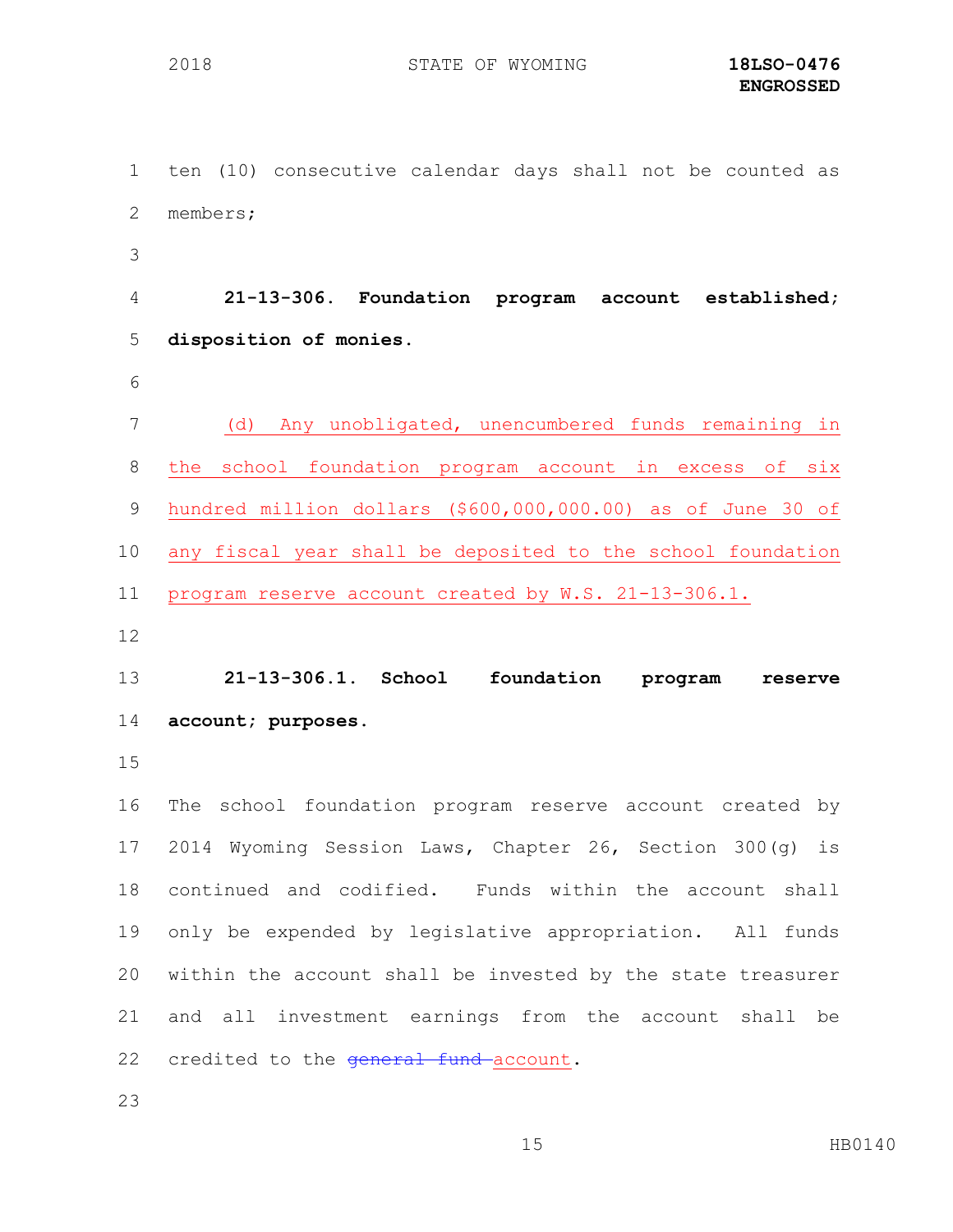ten (10) consecutive calendar days shall not be counted as members;

**21-13-306. Foundation program account established; disposition of monies.**

(d) Any unobligated, unencumbered funds remaining in the school foundation program account in excess of six hundred million dollars ($600,000,000.00) as of June 30 of any fiscal year shall be deposited to the school foundation program reserve account created by W.S. 21-13-306.1.

**21-13-306.1. School foundation program reserve account; purposes.**

The school foundation program reserve account created by 2014 Wyoming Session Laws, Chapter 26, Section 300(g) is continued and codified. Funds within the account shall only be expended by legislative appropriation. All funds within the account shall be invested by the state treasurer and all investment earnings from the account shall be credited to the ~~general fund~~ account.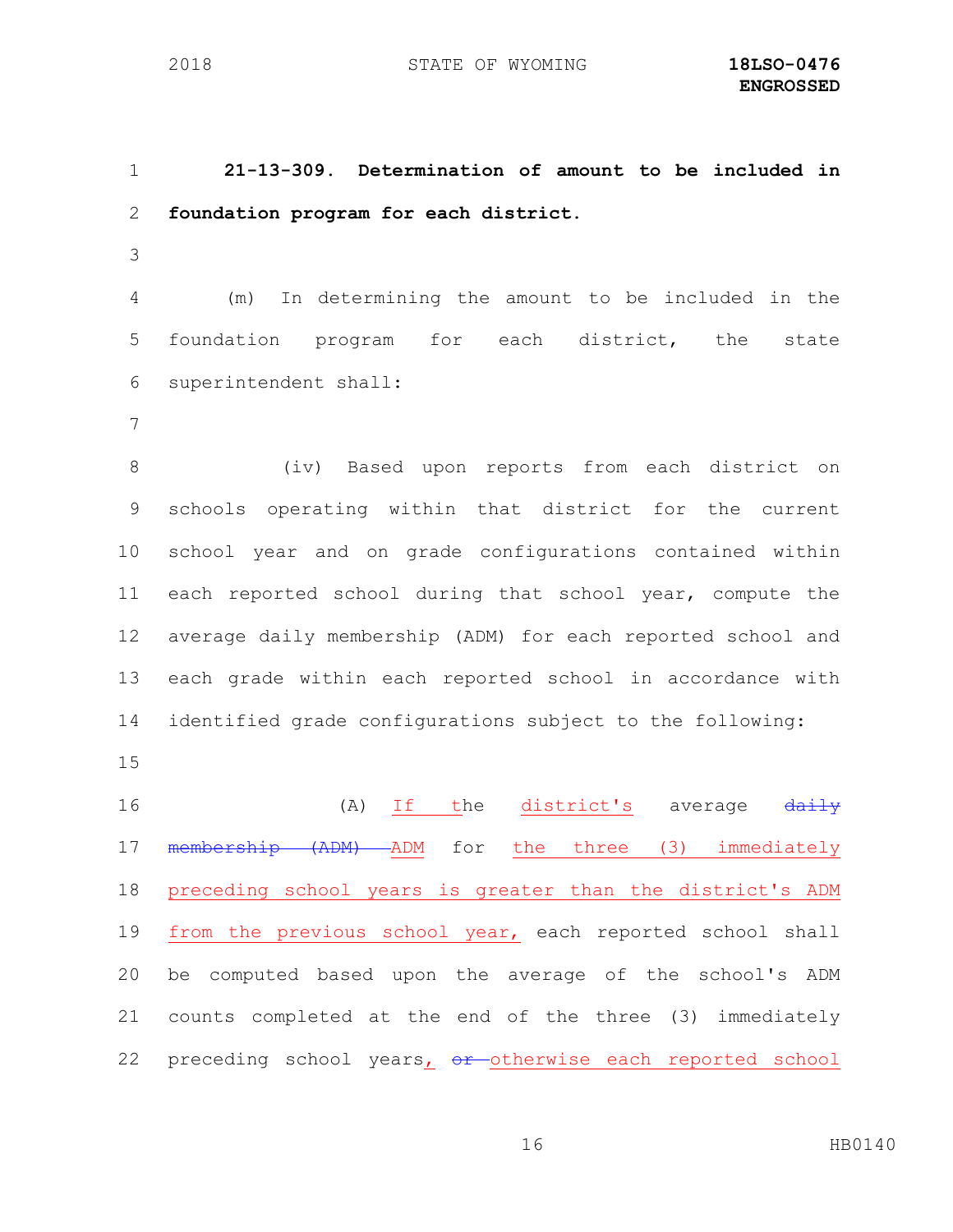**21-13-309. Determination of amount to be included in foundation program for each district.**

(m) In determining the amount to be included in the foundation program for each district, the state superintendent shall:

(iv) Based upon reports from each district on schools operating within that district for the current school year and on grade configurations contained within each reported school during that school year, compute the average daily membership (ADM) for each reported school and each grade within each reported school in accordance with identified grade configurations subject to the following:

(A) If the district's average ~~daily membership (ADM)~~ ADM for the three (3) immediately preceding school years is greater than the district's ADM from the previous school year, each reported school shall be computed based upon the average of the school's ADM counts completed at the end of the three (3) immediately preceding school years, ~~or~~ otherwise each reported school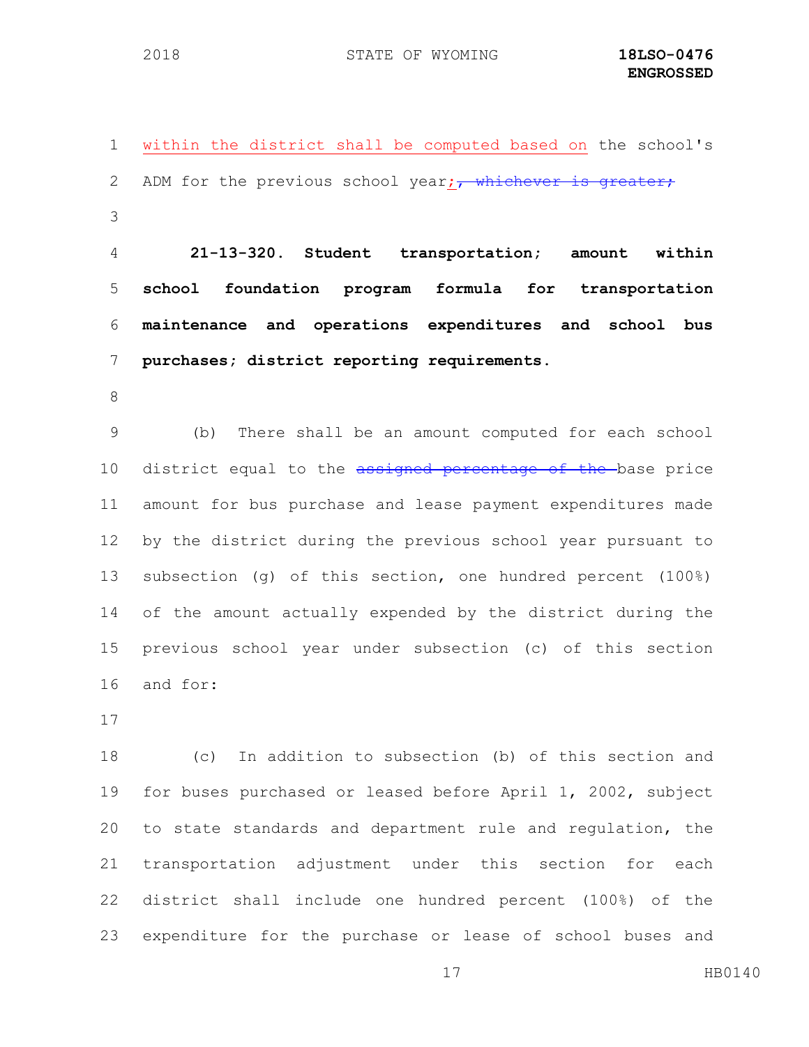within the district shall be computed based on the school's ADM for the previous school year;~~, whichever is greater;~~

**21-13-320. Student transportation; amount within school foundation program formula for transportation maintenance and operations expenditures and school bus purchases; district reporting requirements.**

(b) There shall be an amount computed for each school district equal to the ~~assigned percentage of the~~ base price amount for bus purchase and lease payment expenditures made by the district during the previous school year pursuant to subsection (g) of this section, one hundred percent (100%) of the amount actually expended by the district during the previous school year under subsection (c) of this section and for:

(c) In addition to subsection (b) of this section and for buses purchased or leased before April 1, 2002, subject to state standards and department rule and regulation, the transportation adjustment under this section for each district shall include one hundred percent (100%) of the expenditure for the purchase or lease of school buses and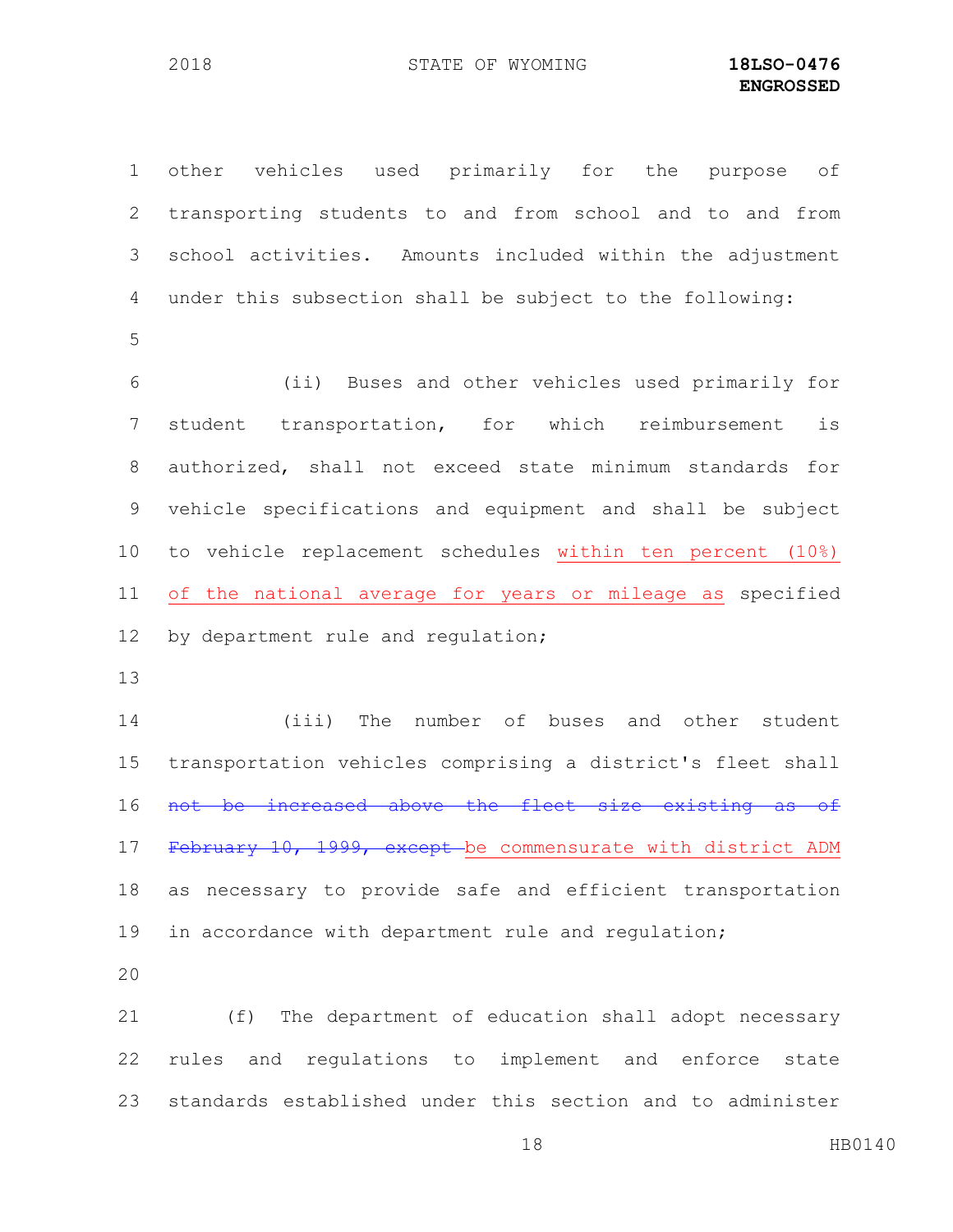other vehicles used primarily for the purpose of transporting students to and from school and to and from school activities. Amounts included within the adjustment under this subsection shall be subject to the following:

(ii) Buses and other vehicles used primarily for student transportation, for which reimbursement is authorized, shall not exceed state minimum standards for vehicle specifications and equipment and shall be subject to vehicle replacement schedules <u>within ten percent (10%) of the national average for years or mileage as</u> specified by department rule and regulation;

(iii) The number of buses and other student transportation vehicles comprising a district's fleet shall ~~not be increased above the fleet size existing as of February 10, 1999, except~~ <u>be commensurate with district ADM</u> as necessary to provide safe and efficient transportation in accordance with department rule and regulation;

(f) The department of education shall adopt necessary rules and regulations to implement and enforce state standards established under this section and to administer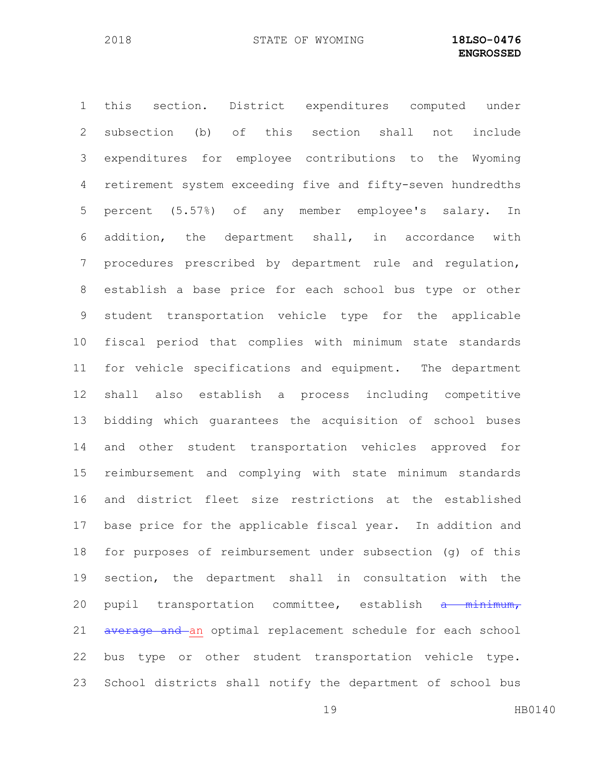this section. District expenditures computed under subsection (b) of this section shall not include expenditures for employee contributions to the Wyoming retirement system exceeding five and fifty-seven hundredths percent (5.57%) of any member employee's salary. In addition, the department shall, in accordance with procedures prescribed by department rule and regulation, establish a base price for each school bus type or other student transportation vehicle type for the applicable fiscal period that complies with minimum state standards for vehicle specifications and equipment. The department shall also establish a process including competitive bidding which guarantees the acquisition of school buses and other student transportation vehicles approved for reimbursement and complying with state minimum standards and district fleet size restrictions at the established base price for the applicable fiscal year. In addition and for purposes of reimbursement under subsection (g) of this section, the department shall in consultation with the pupil transportation committee, establish ~~a minimum, average and~~ an optimal replacement schedule for each school bus type or other student transportation vehicle type. School districts shall notify the department of school bus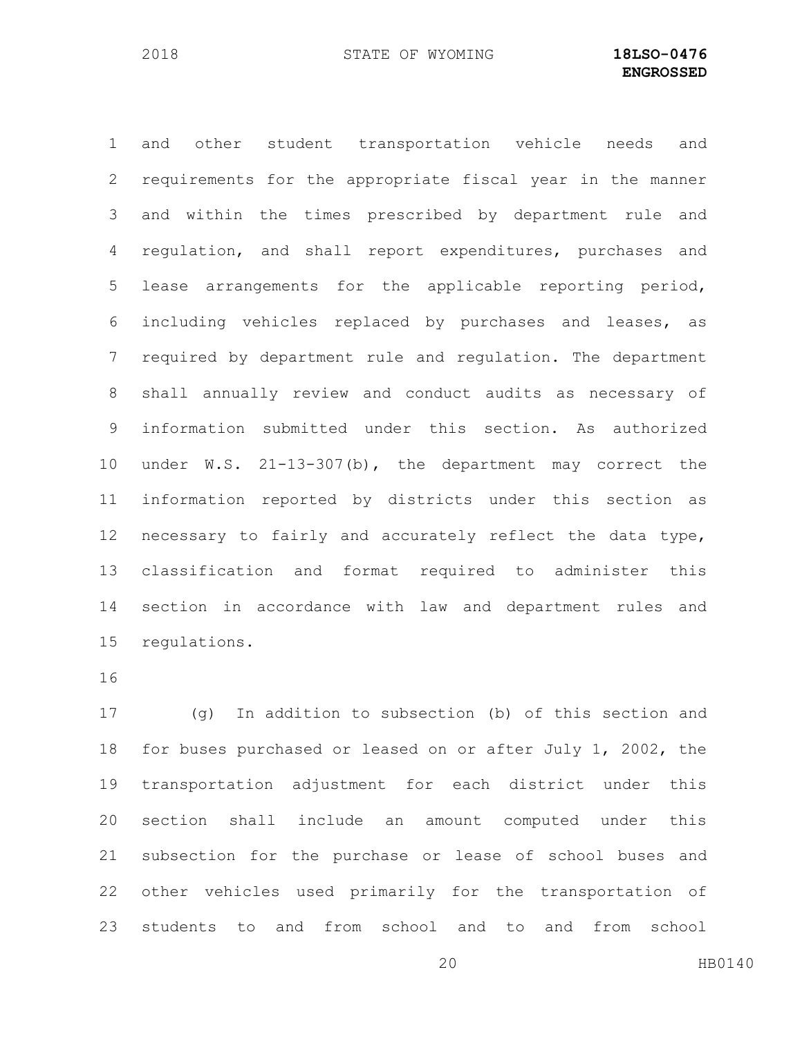and other student transportation vehicle needs and requirements for the appropriate fiscal year in the manner and within the times prescribed by department rule and regulation, and shall report expenditures, purchases and lease arrangements for the applicable reporting period, including vehicles replaced by purchases and leases, as required by department rule and regulation. The department shall annually review and conduct audits as necessary of information submitted under this section. As authorized under W.S. 21-13-307(b), the department may correct the information reported by districts under this section as necessary to fairly and accurately reflect the data type, classification and format required to administer this section in accordance with law and department rules and regulations.

(g) In addition to subsection (b) of this section and for buses purchased or leased on or after July 1, 2002, the transportation adjustment for each district under this section shall include an amount computed under this subsection for the purchase or lease of school buses and other vehicles used primarily for the transportation of students to and from school and to and from school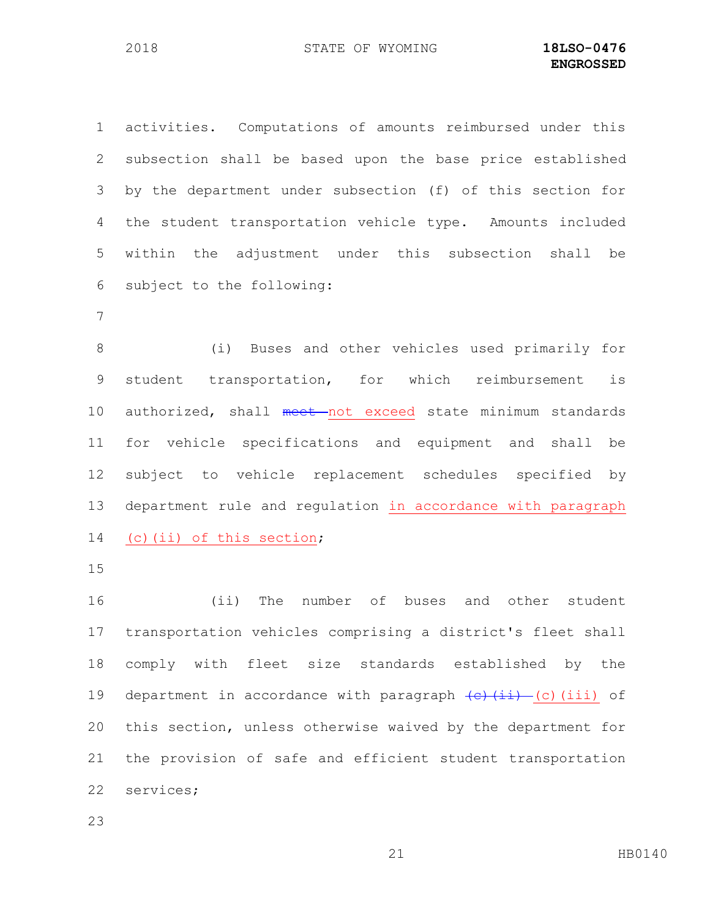activities. Computations of amounts reimbursed under this subsection shall be based upon the base price established by the department under subsection (f) of this section for the student transportation vehicle type. Amounts included within the adjustment under this subsection shall be subject to the following:

(i) Buses and other vehicles used primarily for student transportation, for which reimbursement is authorized, shall ~~meet~~ not exceed state minimum standards for vehicle specifications and equipment and shall be subject to vehicle replacement schedules specified by department rule and regulation in accordance with paragraph (c)(ii) of this section;

(ii) The number of buses and other student transportation vehicles comprising a district's fleet shall comply with fleet size standards established by the department in accordance with paragraph ~~(c)(ii)~~ (c)(iii) of this section, unless otherwise waived by the department for the provision of safe and efficient student transportation services;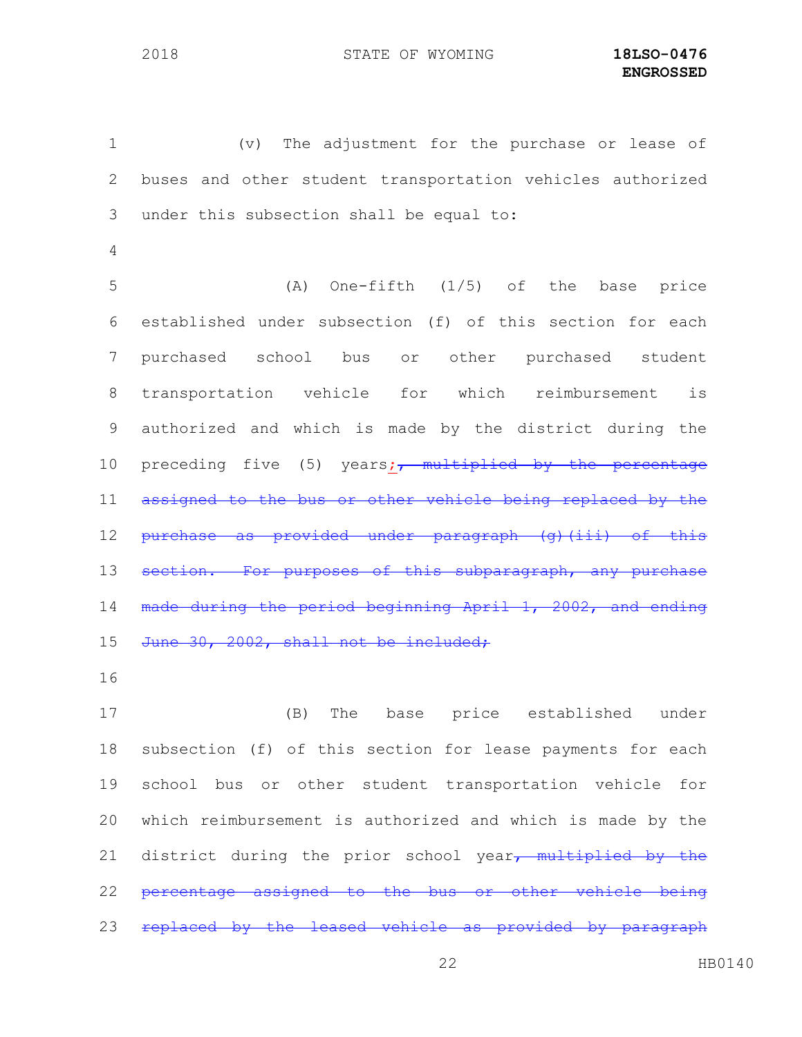(v) The adjustment for the purchase or lease of buses and other student transportation vehicles authorized under this subsection shall be equal to:

(A) One-fifth (1/5) of the base price established under subsection (f) of this section for each purchased school bus or other purchased student transportation vehicle for which reimbursement is authorized and which is made by the district during the preceding five (5) years;~~, multiplied by the percentage assigned to the bus or other vehicle being replaced by the purchase as provided under paragraph (g)(iii) of this section. For purposes of this subparagraph, any purchase made during the period beginning April 1, 2002, and ending June 30, 2002, shall not be included;~~

(B) The base price established under subsection (f) of this section for lease payments for each school bus or other student transportation vehicle for which reimbursement is authorized and which is made by the district during the prior school year~~, multiplied by the percentage assigned to the bus or other vehicle being replaced by the leased vehicle as provided by paragraph~~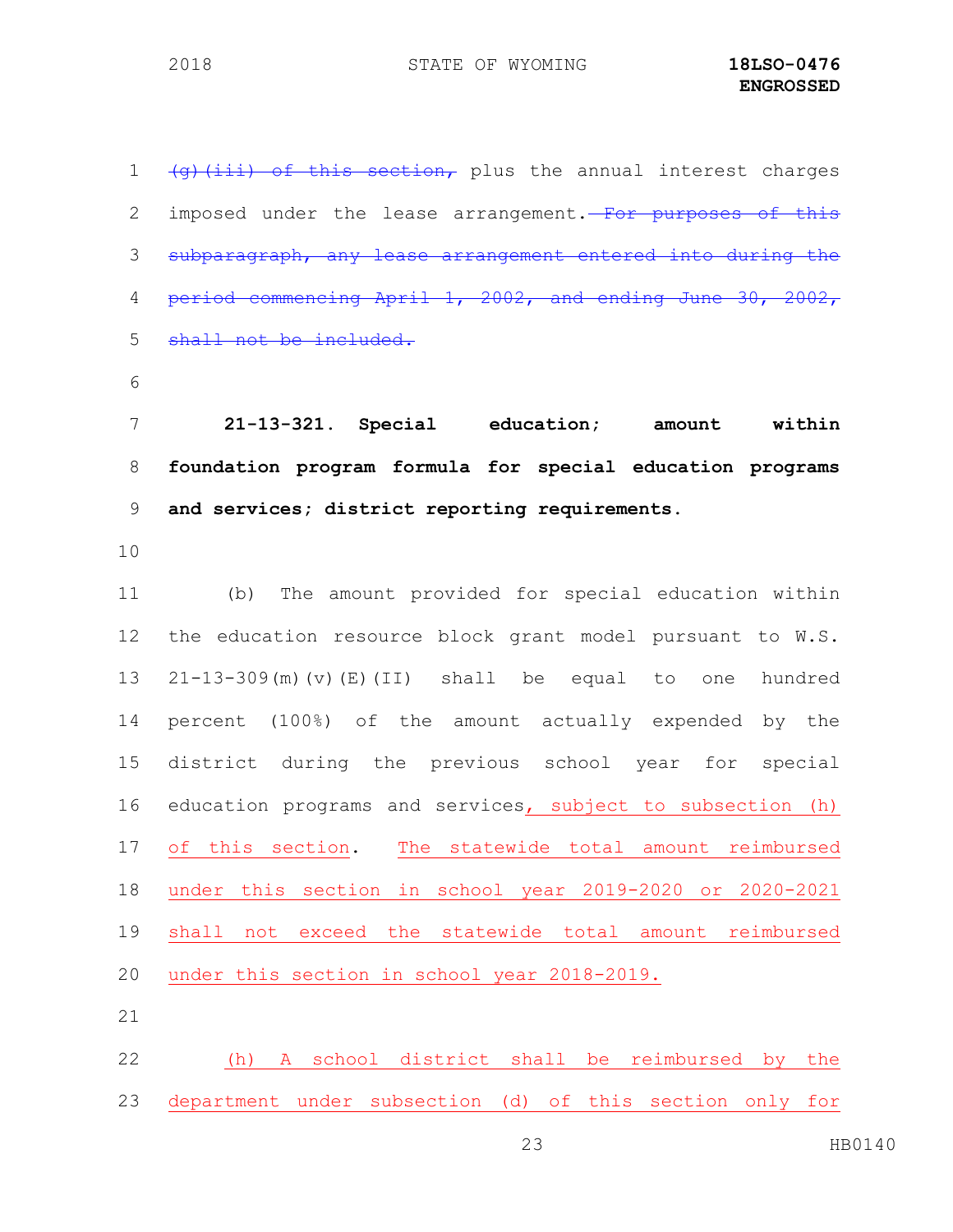~~(g)(iii) of this section,~~ plus the annual interest charges imposed under the lease arrangement.~~ For purposes of this subparagraph, any lease arrangement entered into during the period commencing April 1, 2002, and ending June 30, 2002, shall not be included.~~

**21-13-321. Special education; amount within foundation program formula for special education programs and services; district reporting requirements.**

(b) The amount provided for special education within the education resource block grant model pursuant to W.S. 21-13-309(m)(v)(E)(II) shall be equal to one hundred percent (100%) of the amount actually expended by the district during the previous school year for special education programs and services<u>, subject to subsection (h) of this section</u>. <u>The statewide total amount reimbursed under this section in school year 2019-2020 or 2020-2021 shall not exceed the statewide total amount reimbursed under this section in school year 2018-2019.</u>

<u>(h) A school district shall be reimbursed by the department under subsection (d) of this section only for</u>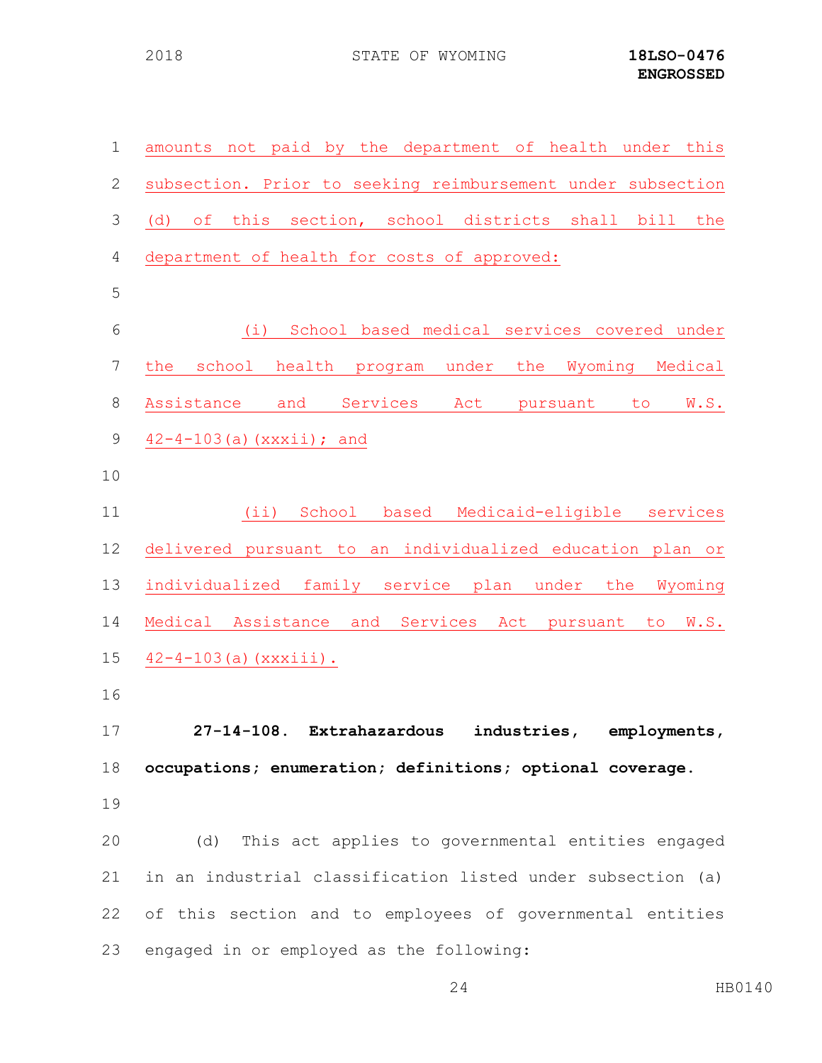amounts not paid by the department of health under this subsection. Prior to seeking reimbursement under subsection (d) of this section, school districts shall bill the department of health for costs of approved:

(i) School based medical services covered under the school health program under the Wyoming Medical Assistance and Services Act pursuant to W.S. 42-4-103(a)(xxxii); and

(ii) School based Medicaid-eligible services delivered pursuant to an individualized education plan or individualized family service plan under the Wyoming Medical Assistance and Services Act pursuant to W.S. 42-4-103(a)(xxxiii).

**27-14-108. Extrahazardous industries, employments, occupations; enumeration; definitions; optional coverage.**

(d) This act applies to governmental entities engaged in an industrial classification listed under subsection (a) of this section and to employees of governmental entities engaged in or employed as the following: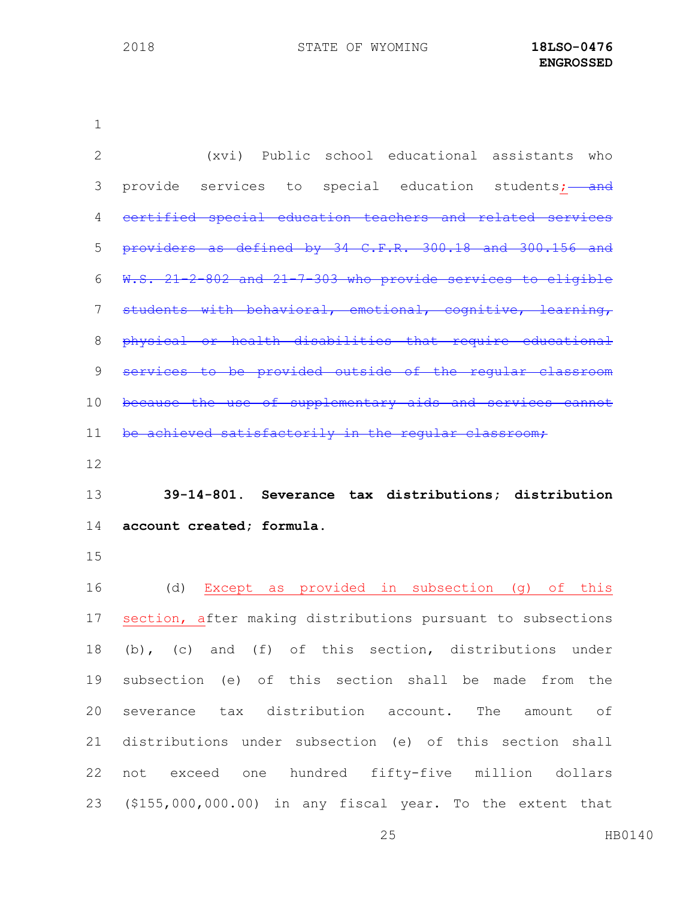(xvi) Public school educational assistants who provide services to special education students; ~~and certified special education teachers and related services providers as defined by 34 C.F.R. 300.18 and 300.156 and W.S. 21-2-802 and 21-7-303 who provide services to eligible students with behavioral, emotional, cognitive, learning, physical or health disabilities that require educational services to be provided outside of the regular classroom because the use of supplementary aids and services cannot be achieved satisfactorily in the regular classroom;~~

**39-14-801. Severance tax distributions; distribution account created; formula.**

(d) Except as provided in subsection (g) of this section, after making distributions pursuant to subsections (b), (c) and (f) of this section, distributions under subsection (e) of this section shall be made from the severance tax distribution account. The amount of distributions under subsection (e) of this section shall not exceed one hundred fifty-five million dollars ($155,000,000.00) in any fiscal year. To the extent that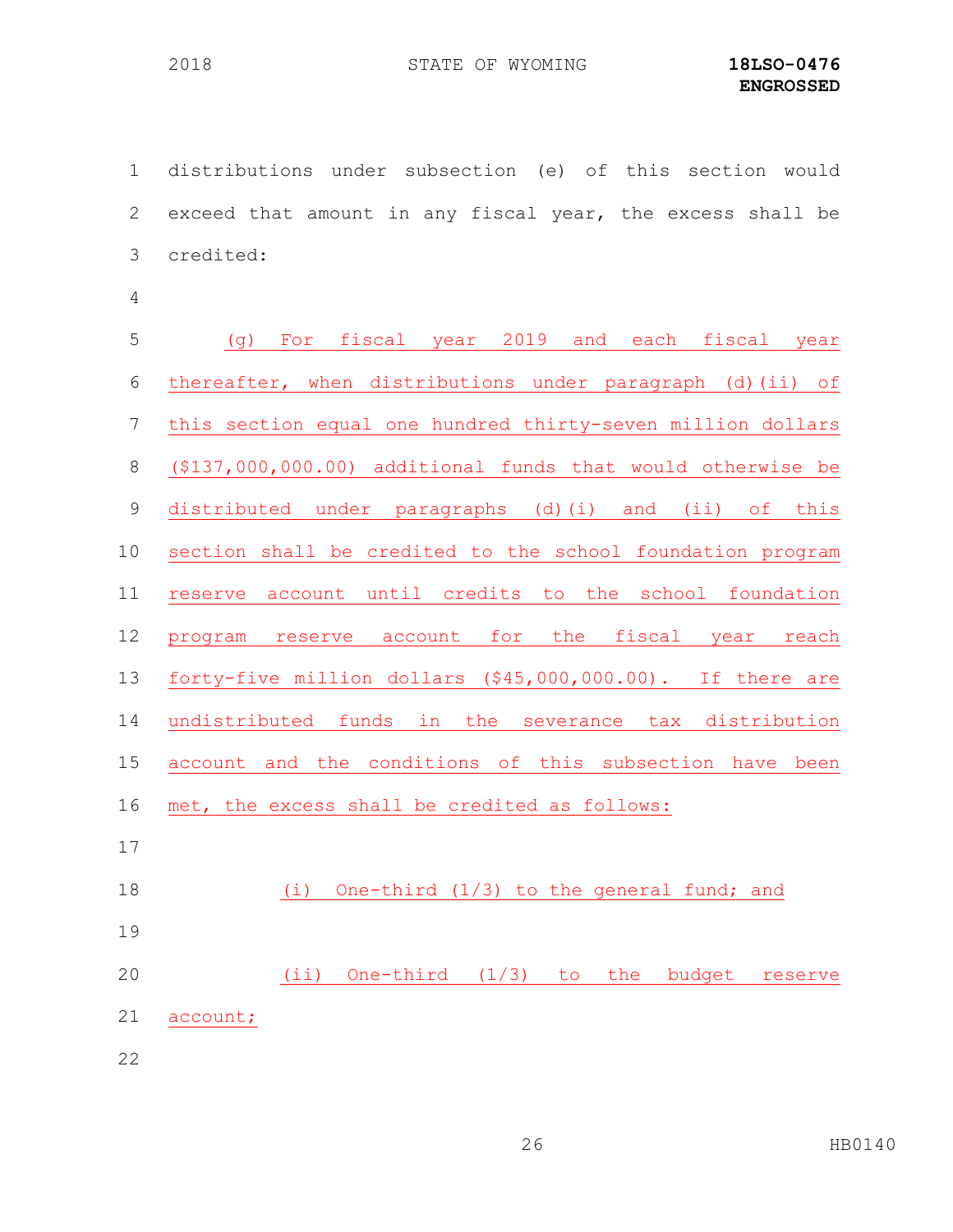distributions under subsection (e) of this section would exceed that amount in any fiscal year, the excess shall be credited:

(g) For fiscal year 2019 and each fiscal year thereafter, when distributions under paragraph (d)(ii) of this section equal one hundred thirty-seven million dollars ($137,000,000.00) additional funds that would otherwise be distributed under paragraphs (d)(i) and (ii) of this section shall be credited to the school foundation program reserve account until credits to the school foundation program reserve account for the fiscal year reach forty-five million dollars ($45,000,000.00). If there are undistributed funds in the severance tax distribution account and the conditions of this subsection have been met, the excess shall be credited as follows:

(i) One-third (1/3) to the general fund; and

(ii) One-third (1/3) to the budget reserve account;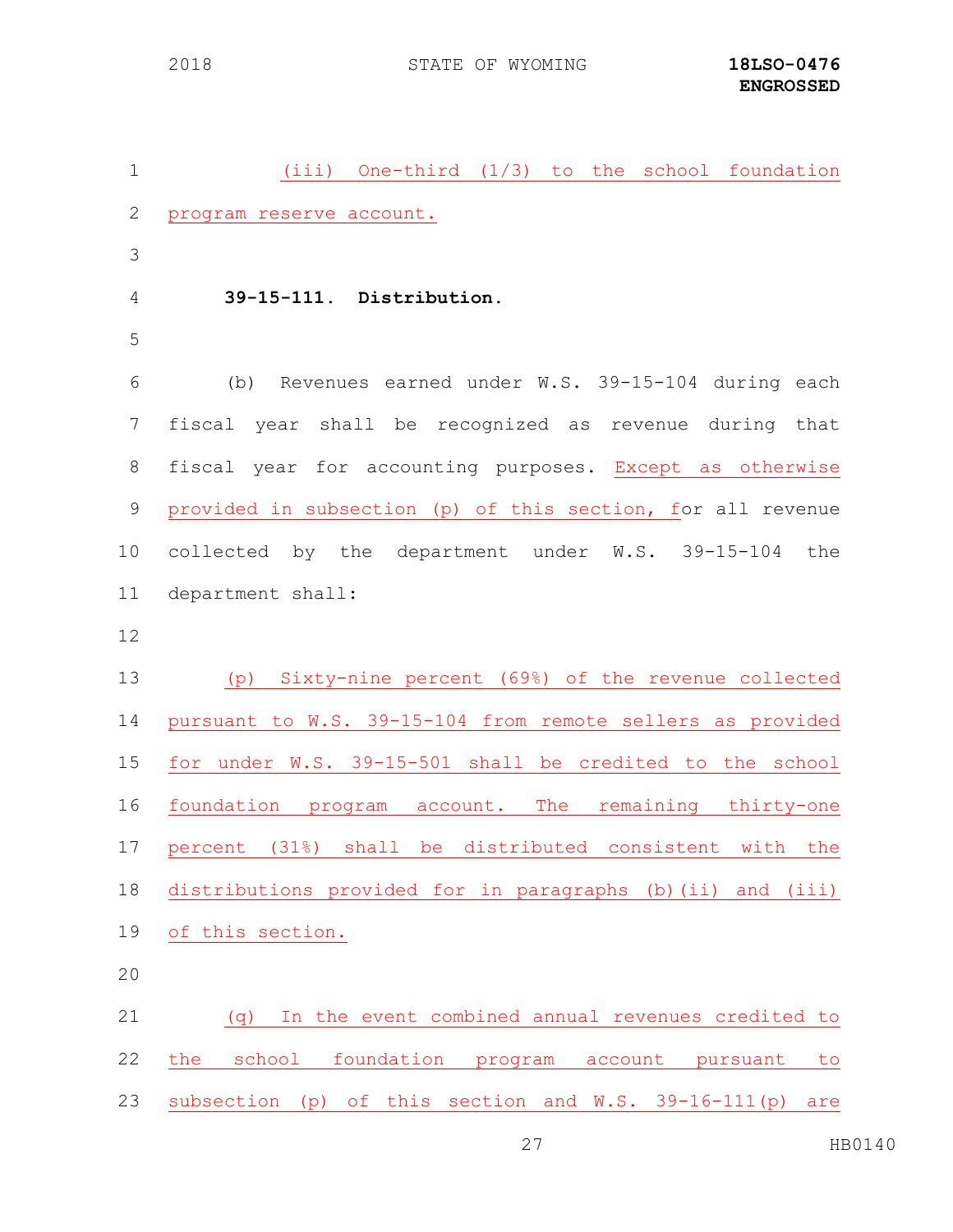(iii) One-third (1/3) to the school foundation program reserve account.

**39-15-111. Distribution.**

(b) Revenues earned under W.S. 39-15-104 during each fiscal year shall be recognized as revenue during that fiscal year for accounting purposes. Except as otherwise provided in subsection (p) of this section, for all revenue collected by the department under W.S. 39-15-104 the department shall:

(p) Sixty-nine percent (69%) of the revenue collected pursuant to W.S. 39-15-104 from remote sellers as provided for under W.S. 39-15-501 shall be credited to the school foundation program account. The remaining thirty-one percent (31%) shall be distributed consistent with the distributions provided for in paragraphs (b)(ii) and (iii) of this section.

(q) In the event combined annual revenues credited to the school foundation program account pursuant to subsection (p) of this section and W.S. 39-16-111(p) are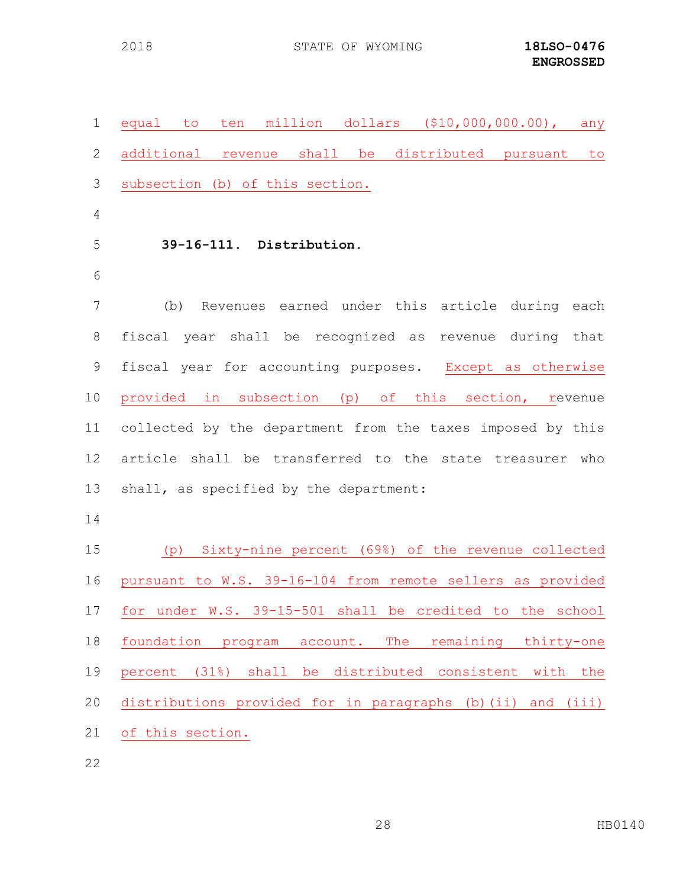equal to ten million dollars ($10,000,000.00), any additional revenue shall be distributed pursuant to subsection (b) of this section.

**39-16-111. Distribution.**

(b) Revenues earned under this article during each fiscal year shall be recognized as revenue during that fiscal year for accounting purposes. Except as otherwise provided in subsection (p) of this section, revenue collected by the department from the taxes imposed by this article shall be transferred to the state treasurer who shall, as specified by the department:

(p) Sixty-nine percent (69%) of the revenue collected pursuant to W.S. 39-16-104 from remote sellers as provided for under W.S. 39-15-501 shall be credited to the school foundation program account. The remaining thirty-one percent (31%) shall be distributed consistent with the distributions provided for in paragraphs (b)(ii) and (iii) of this section.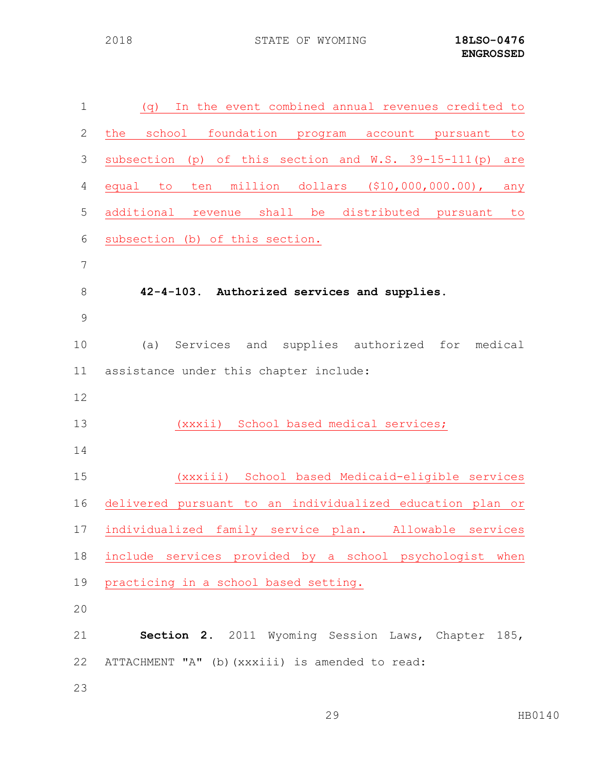(q) In the event combined annual revenues credited to the school foundation program account pursuant to subsection (p) of this section and W.S. 39-15-111(p) are equal to ten million dollars ($10,000,000.00), any additional revenue shall be distributed pursuant to subsection (b) of this section.

**42-4-103. Authorized services and supplies.**

(a) Services and supplies authorized for medical assistance under this chapter include:

(xxxii) School based medical services;

(xxxiii) School based Medicaid-eligible services delivered pursuant to an individualized education plan or individualized family service plan. Allowable services include services provided by a school psychologist when practicing in a school based setting.

**Section 2.** 2011 Wyoming Session Laws, Chapter 185, ATTACHMENT "A" (b)(xxxiii) is amended to read: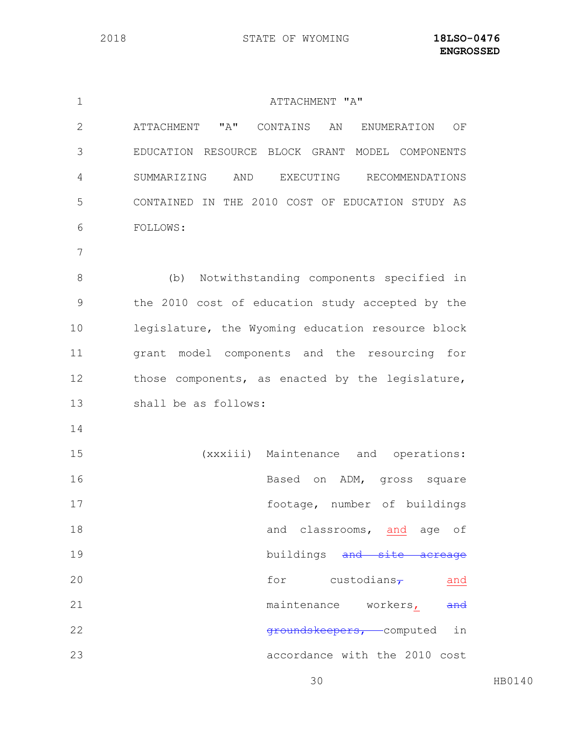ATTACHMENT "A"

ATTACHMENT "A" CONTAINS AN ENUMERATION OF EDUCATION RESOURCE BLOCK GRANT MODEL COMPONENTS SUMMARIZING AND EXECUTING RECOMMENDATIONS CONTAINED IN THE 2010 COST OF EDUCATION STUDY AS FOLLOWS:

(b) Notwithstanding components specified in the 2010 cost of education study accepted by the legislature, the Wyoming education resource block grant model components and the resourcing for those components, as enacted by the legislature, shall be as follows:

(xxxiii) Maintenance and operations: Based on ADM, gross square footage, number of buildings and classrooms, and age of buildings ~~and site acreage~~ for custodians~~,~~ and maintenance workers, ~~and groundskeepers,~~ computed in accordance with the 2010 cost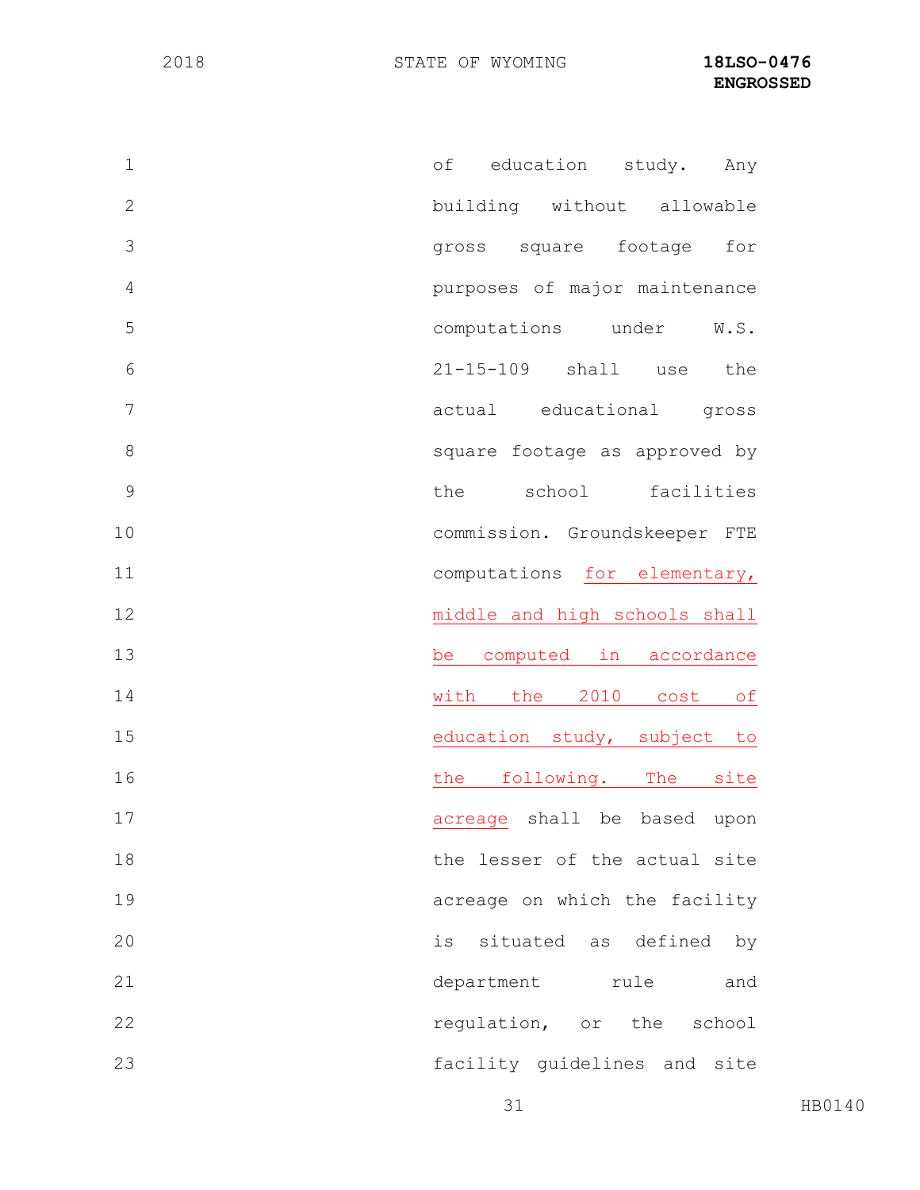of education study. Any building without allowable gross square footage for purposes of major maintenance computations under W.S. 21-15-109 shall use the actual educational gross square footage as approved by the school facilities commission. Groundskeeper FTE computations for elementary, middle and high schools shall be computed in accordance with the 2010 cost of education study, subject to the following. The site acreage shall be based upon the lesser of the actual site acreage on which the facility is situated as defined by department rule and regulation, or the school facility guidelines and site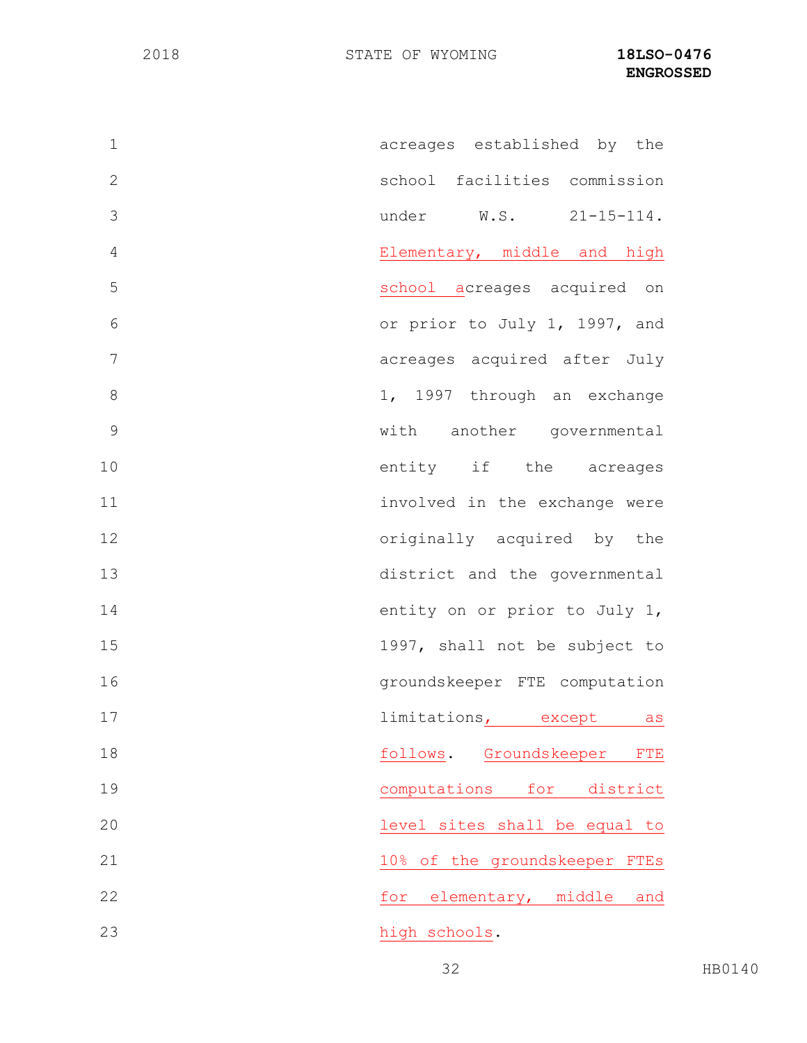acreages established by the school facilities commission under W.S. 21-15-114. Elementary, middle and high school acreages acquired on or prior to July 1, 1997, and acreages acquired after July 1, 1997 through an exchange with another governmental entity if the acreages involved in the exchange were originally acquired by the district and the governmental entity on or prior to July 1, 1997, shall not be subject to groundskeeper FTE computation limitations, except as follows. Groundskeeper FTE computations for district level sites shall be equal to 10% of the groundskeeper FTEs for elementary, middle and high schools.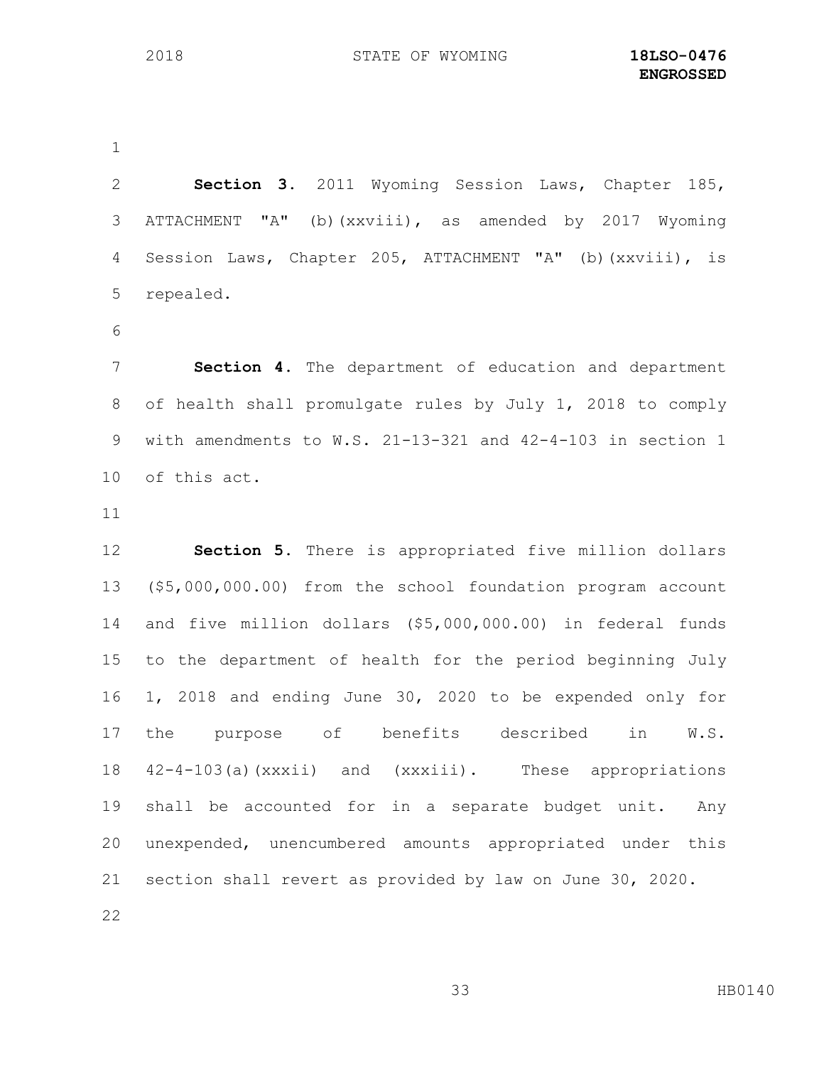**Section 3.** 2011 Wyoming Session Laws, Chapter 185, ATTACHMENT "A" (b)(xxviii), as amended by 2017 Wyoming Session Laws, Chapter 205, ATTACHMENT "A" (b)(xxviii), is repealed.

**Section 4.** The department of education and department of health shall promulgate rules by July 1, 2018 to comply with amendments to W.S. 21-13-321 and 42-4-103 in section 1 of this act.

**Section 5.** There is appropriated five million dollars ($5,000,000.00) from the school foundation program account and five million dollars ($5,000,000.00) in federal funds to the department of health for the period beginning July 1, 2018 and ending June 30, 2020 to be expended only for the purpose of benefits described in W.S. 42-4-103(a)(xxxii) and (xxxiii). These appropriations shall be accounted for in a separate budget unit. Any unexpended, unencumbered amounts appropriated under this section shall revert as provided by law on June 30, 2020.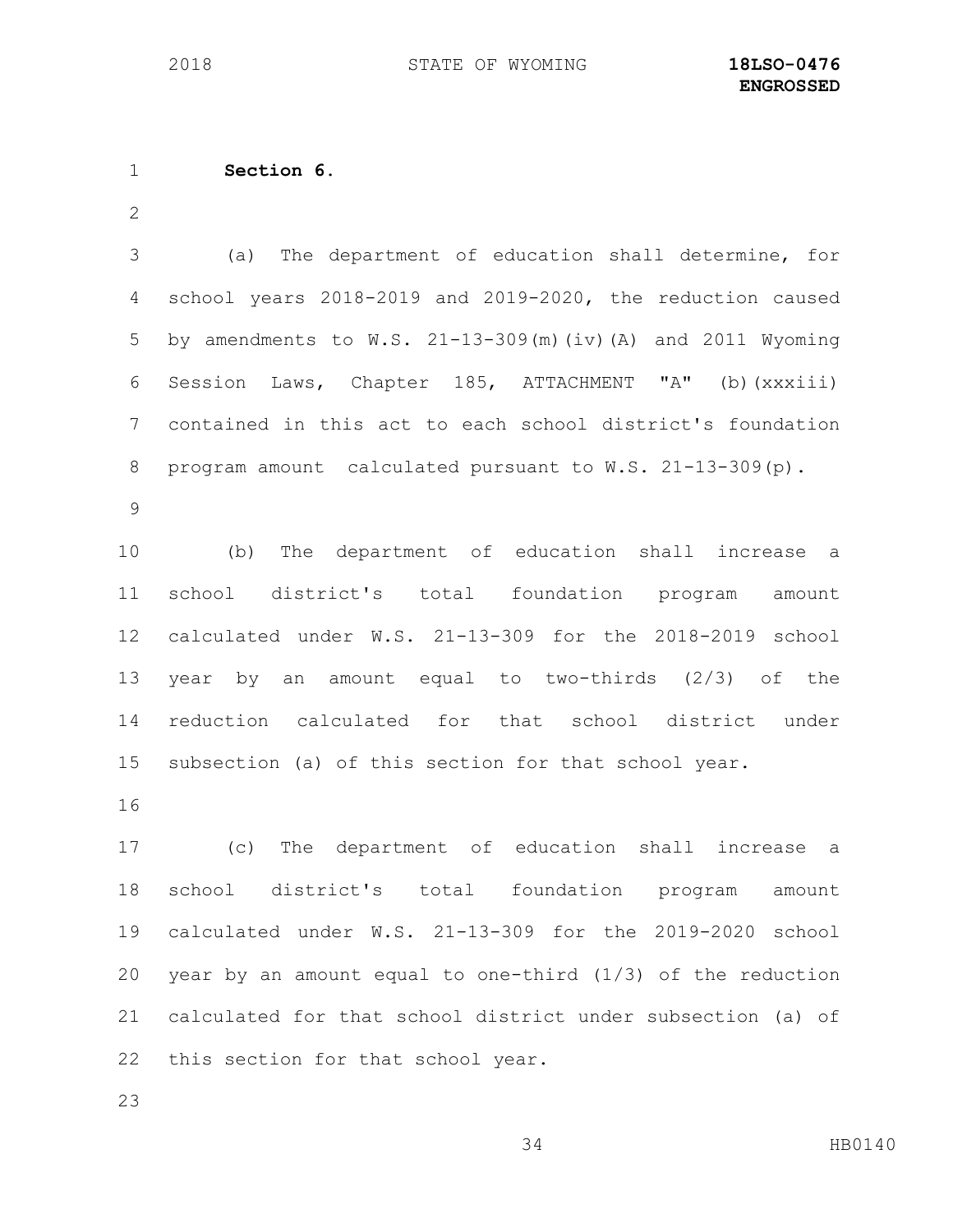**Section 6.**

(a) The department of education shall determine, for school years 2018-2019 and 2019-2020, the reduction caused by amendments to W.S. 21-13-309(m)(iv)(A) and 2011 Wyoming Session Laws, Chapter 185, ATTACHMENT "A" (b)(xxxiii) contained in this act to each school district's foundation program amount calculated pursuant to W.S. 21-13-309(p).

(b) The department of education shall increase a school district's total foundation program amount calculated under W.S. 21-13-309 for the 2018-2019 school year by an amount equal to two-thirds (2/3) of the reduction calculated for that school district under subsection (a) of this section for that school year.

(c) The department of education shall increase a school district's total foundation program amount calculated under W.S. 21-13-309 for the 2019-2020 school year by an amount equal to one-third (1/3) of the reduction calculated for that school district under subsection (a) of this section for that school year.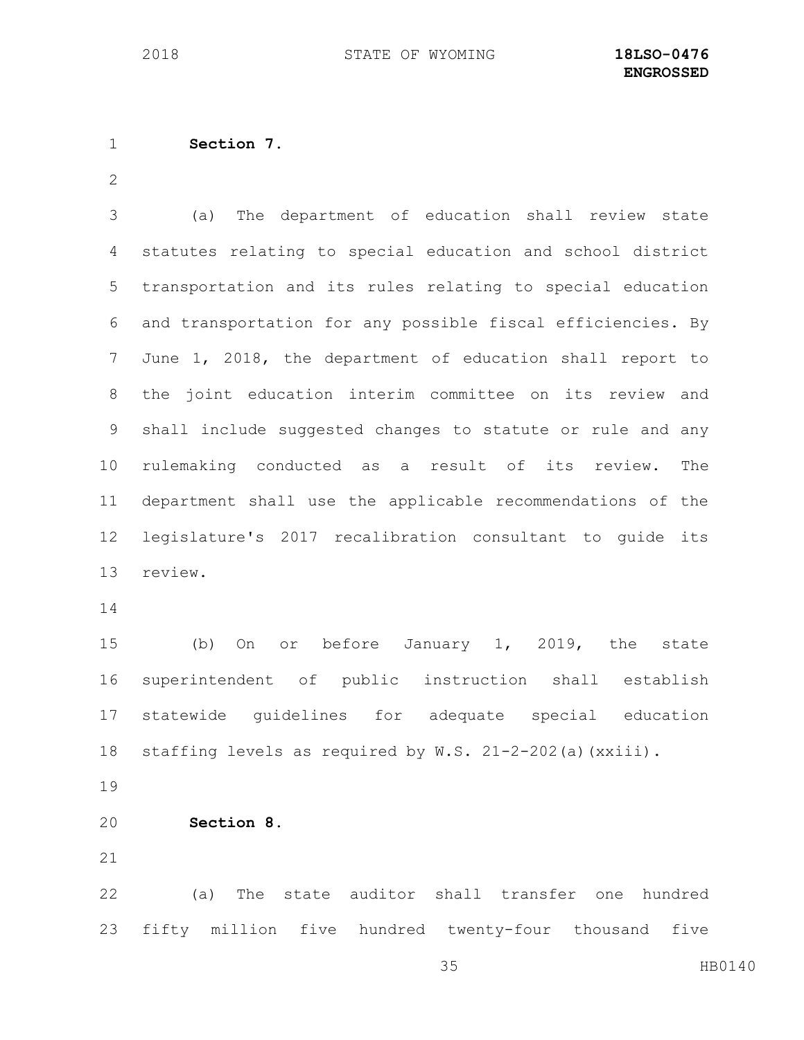**Section 7.**

(a) The department of education shall review state statutes relating to special education and school district transportation and its rules relating to special education and transportation for any possible fiscal efficiencies. By June 1, 2018, the department of education shall report to the joint education interim committee on its review and shall include suggested changes to statute or rule and any rulemaking conducted as a result of its review. The department shall use the applicable recommendations of the legislature's 2017 recalibration consultant to guide its review.

(b) On or before January 1, 2019, the state superintendent of public instruction shall establish statewide guidelines for adequate special education staffing levels as required by W.S. 21-2-202(a)(xxiii).

**Section 8.**

(a) The state auditor shall transfer one hundred fifty million five hundred twenty-four thousand five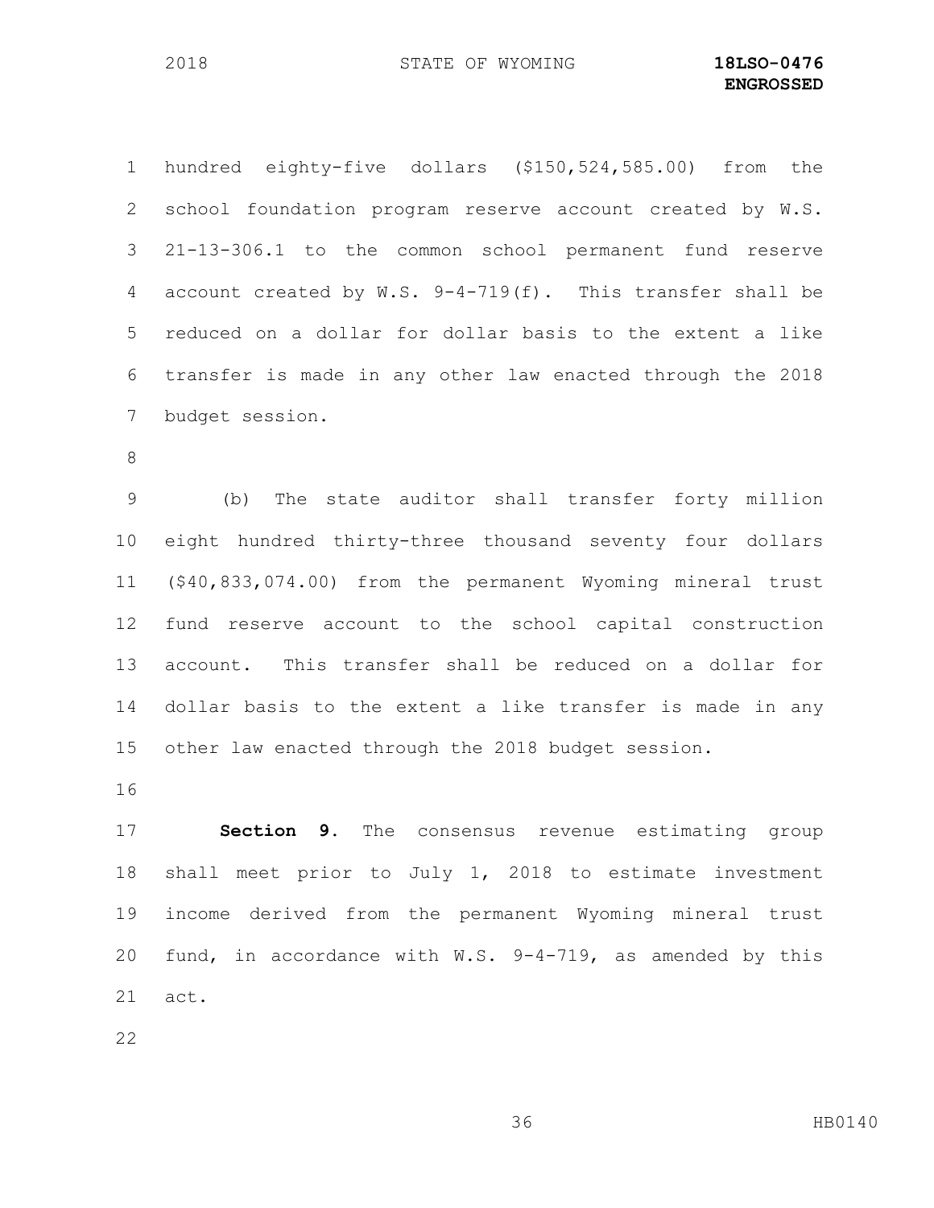hundred eighty-five dollars ($150,524,585.00) from the school foundation program reserve account created by W.S. 21-13-306.1 to the common school permanent fund reserve account created by W.S. 9-4-719(f). This transfer shall be reduced on a dollar for dollar basis to the extent a like transfer is made in any other law enacted through the 2018 budget session.

(b) The state auditor shall transfer forty million eight hundred thirty-three thousand seventy four dollars ($40,833,074.00) from the permanent Wyoming mineral trust fund reserve account to the school capital construction account. This transfer shall be reduced on a dollar for dollar basis to the extent a like transfer is made in any other law enacted through the 2018 budget session.

**Section 9.** The consensus revenue estimating group shall meet prior to July 1, 2018 to estimate investment income derived from the permanent Wyoming mineral trust fund, in accordance with W.S. 9-4-719, as amended by this act.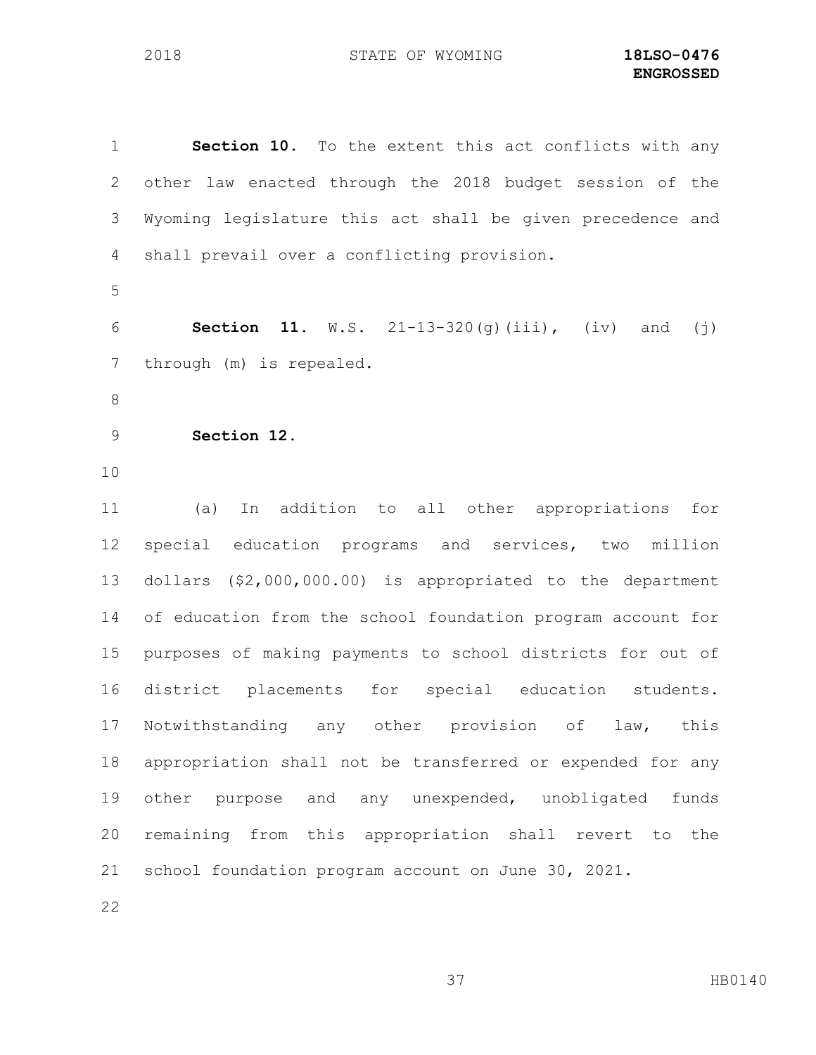**Section 10.** To the extent this act conflicts with any other law enacted through the 2018 budget session of the Wyoming legislature this act shall be given precedence and shall prevail over a conflicting provision.

**Section 11.** W.S. 21-13-320(g)(iii), (iv) and (j) through (m) is repealed.

**Section 12.**

(a) In addition to all other appropriations for special education programs and services, two million dollars ($2,000,000.00) is appropriated to the department of education from the school foundation program account for purposes of making payments to school districts for out of district placements for special education students. Notwithstanding any other provision of law, this appropriation shall not be transferred or expended for any other purpose and any unexpended, unobligated funds remaining from this appropriation shall revert to the school foundation program account on June 30, 2021.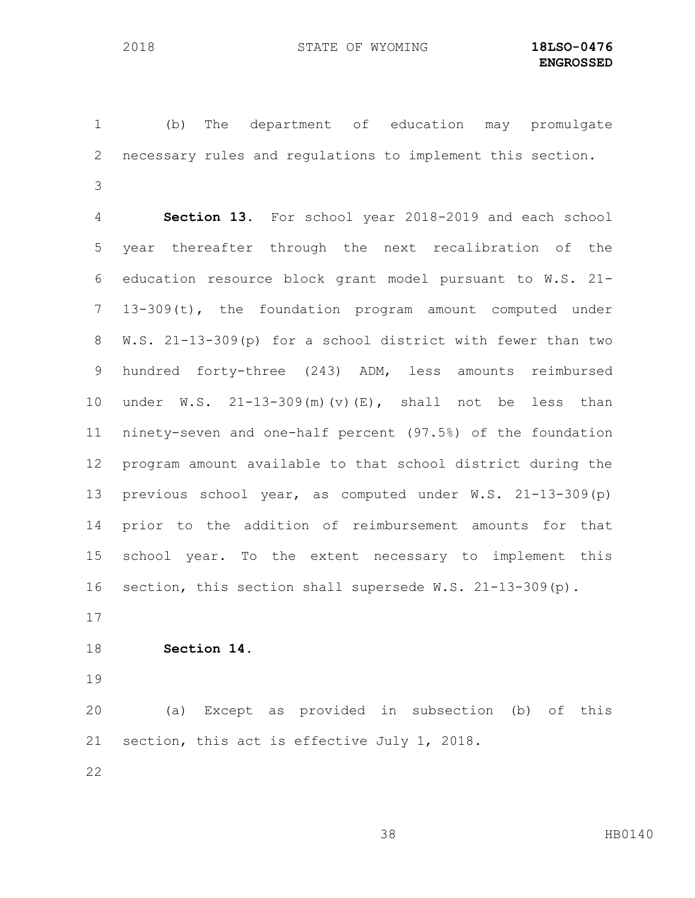(b) The department of education may promulgate necessary rules and regulations to implement this section.

**Section 13.** For school year 2018-2019 and each school year thereafter through the next recalibration of the education resource block grant model pursuant to W.S. 21-13-309(t), the foundation program amount computed under W.S. 21-13-309(p) for a school district with fewer than two hundred forty-three (243) ADM, less amounts reimbursed under W.S. 21-13-309(m)(v)(E), shall not be less than ninety-seven and one-half percent (97.5%) of the foundation program amount available to that school district during the previous school year, as computed under W.S. 21-13-309(p) prior to the addition of reimbursement amounts for that school year. To the extent necessary to implement this section, this section shall supersede W.S. 21-13-309(p).

**Section 14.**

(a) Except as provided in subsection (b) of this section, this act is effective July 1, 2018.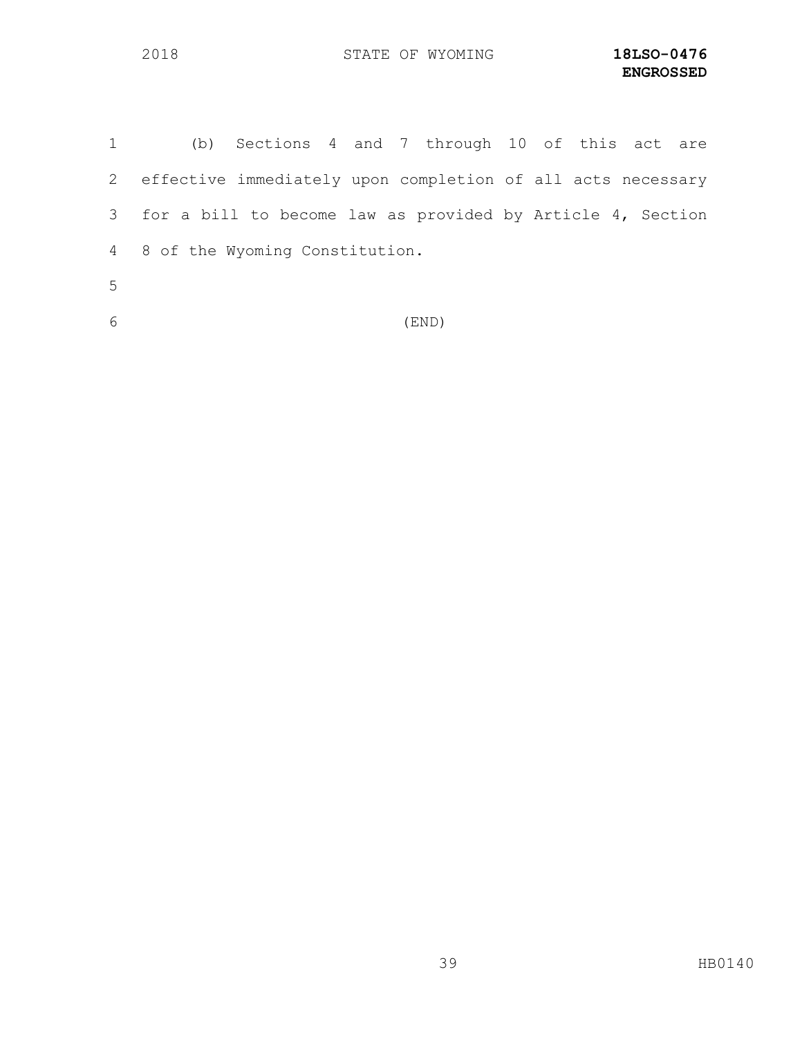(b) Sections 4 and 7 through 10 of this act are effective immediately upon completion of all acts necessary for a bill to become law as provided by Article 4, Section 8 of the Wyoming Constitution.

(END)